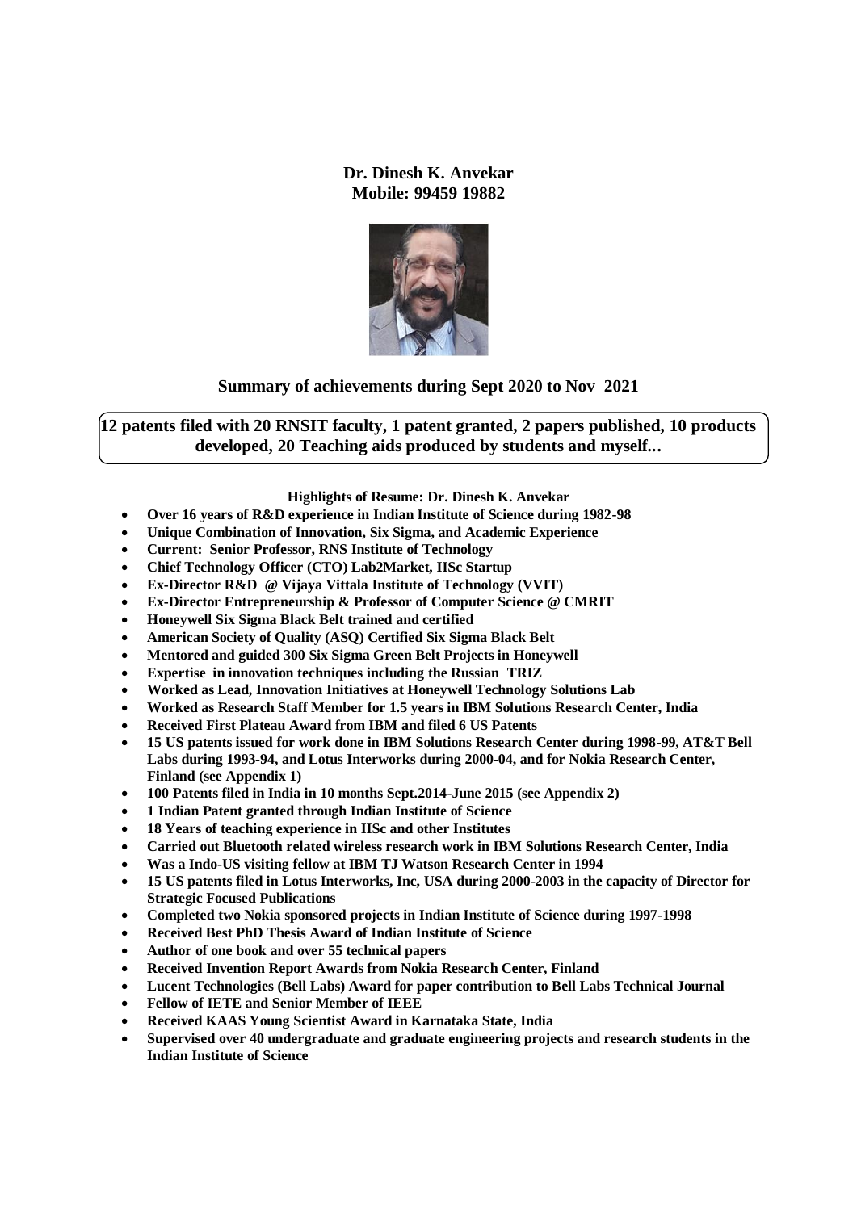**Dr. Dinesh K. Anvekar**
**Mobile: 99459 19882**

**Summary of achievements during Sept 2020 to Nov 2021**

**12 patents filed with 20 RNSIT faculty, 1 patent granted, 2 papers published, 10 products developed, 20 Teaching aids produced by students and myself...**

**Highlights of Resume: Dr. Dinesh K. Anvekar**

- **Over 16 years of R&D experience in Indian Institute of Science during 1982-98**
- **Unique Combination of Innovation, Six Sigma, and Academic Experience**
- **Current: Senior Professor, RNS Institute of Technology**
- **Chief Technology Officer (CTO) Lab2Market, IISc Startup**
- **Ex-Director R&D @ Vijaya Vittala Institute of Technology (VVIT)**
- **Ex-Director Entrepreneurship & Professor of Computer Science @ CMRIT**
- **Honeywell Six Sigma Black Belt trained and certified**
- **American Society of Quality (ASQ) Certified Six Sigma Black Belt**
- **Mentored and guided 300 Six Sigma Green Belt Projects in Honeywell**
- **Expertise in innovation techniques including the Russian TRIZ**
- **Worked as Lead, Innovation Initiatives at Honeywell Technology Solutions Lab**
- **Worked as Research Staff Member for 1.5 years in IBM Solutions Research Center, India**
- **Received First Plateau Award from IBM and filed 6 US Patents**
- **15 US patents issued for work done in IBM Solutions Research Center during 1998-99, AT&T Bell Labs during 1993-94, and Lotus Interworks during 2000-04, and for Nokia Research Center, Finland (see Appendix 1)**
- **100 Patents filed in India in 10 months Sept.2014-June 2015 (see Appendix 2)**
- **1 Indian Patent granted through Indian Institute of Science**
- **18 Years of teaching experience in IISc and other Institutes**
- **Carried out Bluetooth related wireless research work in IBM Solutions Research Center, India**
- **Was a Indo-US visiting fellow at IBM TJ Watson Research Center in 1994**
- **15 US patents filed in Lotus Interworks, Inc, USA during 2000-2003 in the capacity of Director for Strategic Focused Publications**
- **Completed two Nokia sponsored projects in Indian Institute of Science during 1997-1998**
- **Received Best PhD Thesis Award of Indian Institute of Science**
- **Author of one book and over 55 technical papers**
- **Received Invention Report Awards from Nokia Research Center, Finland**
- **Lucent Technologies (Bell Labs) Award for paper contribution to Bell Labs Technical Journal**
- **Fellow of IETE and Senior Member of IEEE**
- **Received KAAS Young Scientist Award in Karnataka State, India**
- **Supervised over 40 undergraduate and graduate engineering projects and research students in the Indian Institute of Science**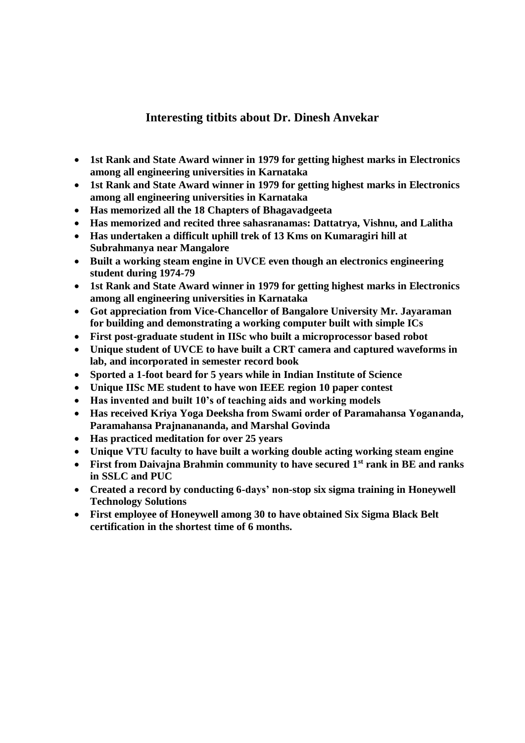## Interesting titbits about Dr. Dinesh Anvekar

- **1st Rank and State Award winner in 1979 for getting highest marks in Electronics among all engineering universities in Karnataka**
- **1st Rank and State Award winner in 1979 for getting highest marks in Electronics among all engineering universities in Karnataka**
- **Has memorized all the 18 Chapters of Bhagavadgeeta**
- **Has memorized and recited three sahasranamas: Dattatrya, Vishnu, and Lalitha**
- **Has undertaken a difficult uphill trek of 13 Kms on Kumaragiri hill at Subrahmanya near Mangalore**
- **Built a working steam engine in UVCE even though an electronics engineering student during 1974-79**
- **1st Rank and State Award winner in 1979 for getting highest marks in Electronics among all engineering universities in Karnataka**
- **Got appreciation from Vice-Chancellor of Bangalore University Mr. Jayaraman for building and demonstrating a working computer built with simple ICs**
- **First post-graduate student in IISc who built a microprocessor based robot**
- **Unique student of UVCE to have built a CRT camera and captured waveforms in lab, and incorporated in semester record book**
- **Sported a 1-foot beard for 5 years while in Indian Institute of Science**
- **Unique IISc ME student to have won IEEE region 10 paper contest**
- **Has invented and built 10's of teaching aids and working models**
- **Has received Kriya Yoga Deeksha from Swami order of Paramahansa Yogananda, Paramahansa Prajnanananda, and Marshal Govinda**
- **Has practiced meditation for over 25 years**
- **Unique VTU faculty to have built a working double acting working steam engine**
- **First from Daivajna Brahmin community to have secured 1st rank in BE and ranks in SSLC and PUC**
- **Created a record by conducting 6-days' non-stop six sigma training in Honeywell Technology Solutions**
- **First employee of Honeywell among 30 to have obtained Six Sigma Black Belt certification in the shortest time of 6 months.**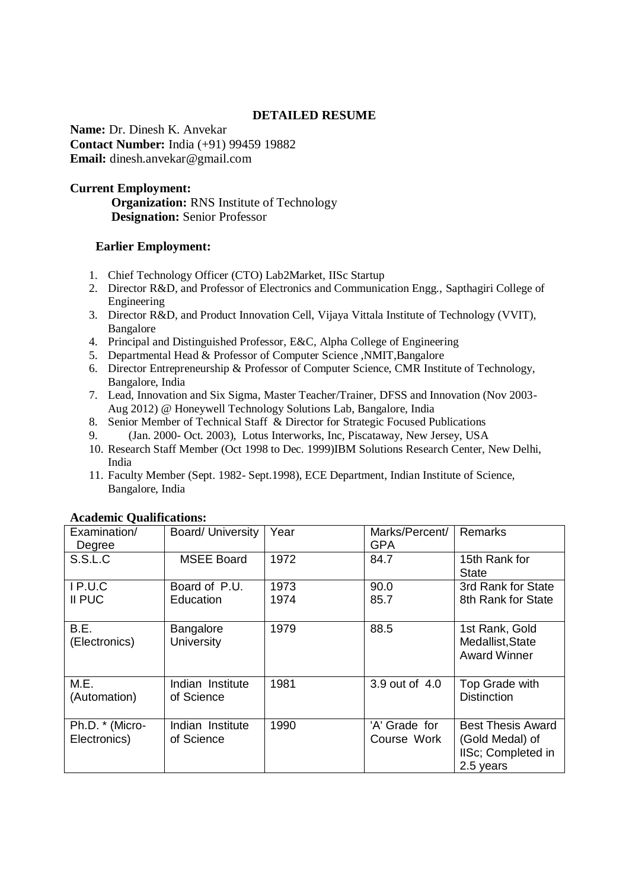# DETAILED RESUME

**Name:** Dr. Dinesh K. Anvekar
**Contact Number:** India (+91) 99459 19882
**Email:** dinesh.anvekar@gmail.com

**Current Employment:**

**Organization:** RNS Institute of Technology
**Designation:** Senior Professor

**Earlier Employment:**

1. Chief Technology Officer (CTO) Lab2Market, IISc Startup
2. Director R&D, and Professor of Electronics and Communication Engg., Sapthagiri College of Engineering
3. Director R&D, and Product Innovation Cell, Vijaya Vittala Institute of Technology (VVIT), Bangalore
4. Principal and Distinguished Professor, E&C, Alpha College of Engineering
5. Departmental Head & Professor of Computer Science ,NMIT,Bangalore
6. Director Entrepreneurship & Professor of Computer Science, CMR Institute of Technology, Bangalore, India
7. Lead, Innovation and Six Sigma, Master Teacher/Trainer, DFSS and Innovation (Nov 2003-Aug 2012) @ Honeywell Technology Solutions Lab, Bangalore, India
8. Senior Member of Technical Staff & Director for Strategic Focused Publications
9. (Jan. 2000- Oct. 2003), Lotus Interworks, Inc, Piscataway, New Jersey, USA
10. Research Staff Member (Oct 1998 to Dec. 1999)IBM Solutions Research Center, New Delhi, India
11. Faculty Member (Sept. 1982- Sept.1998), ECE Department, Indian Institute of Science, Bangalore, India

**Academic Qualifications:**

| Examination/ Degree | Board/ University | Year | Marks/Percent/ GPA | Remarks |
|---|---|---|---|---|
| S.S.L.C | MSEE Board | 1972 | 84.7 | 15th Rank for State |
| I P.U.C<br>II PUC | Board of P.U. Education | 1973<br>1974 | 90.0<br>85.7 | 3rd Rank for State<br>8th Rank for State |
| B.E. (Electronics) | Bangalore University | 1979 | 88.5 | 1st Rank, Gold Medallist,State Award Winner |
| M.E. (Automation) | Indian Institute of Science | 1981 | 3.9 out of 4.0 | Top Grade with Distinction |
| Ph.D. * (Micro-Electronics) | Indian Institute of Science | 1990 | 'A' Grade for Course Work | Best Thesis Award (Gold Medal) of IISc; Completed in 2.5 years |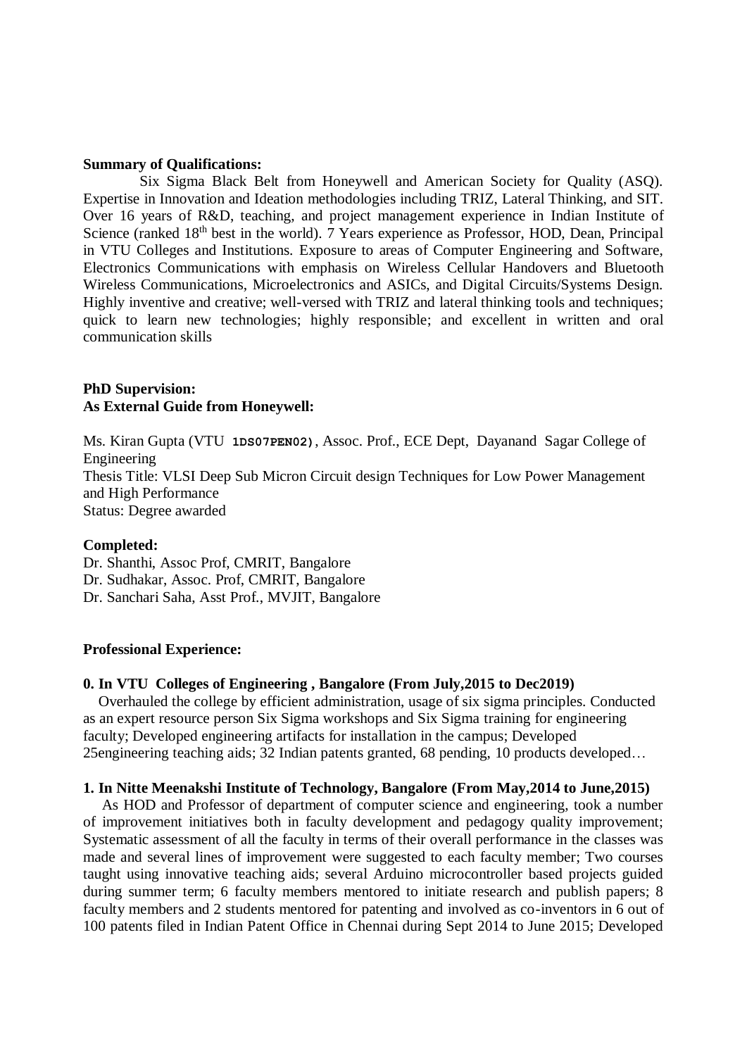**Summary of Qualifications:**

Six Sigma Black Belt from Honeywell and American Society for Quality (ASQ). Expertise in Innovation and Ideation methodologies including TRIZ, Lateral Thinking, and SIT. Over 16 years of R&D, teaching, and project management experience in Indian Institute of Science (ranked 18th best in the world). 7 Years experience as Professor, HOD, Dean, Principal in VTU Colleges and Institutions. Exposure to areas of Computer Engineering and Software, Electronics Communications with emphasis on Wireless Cellular Handovers and Bluetooth Wireless Communications, Microelectronics and ASICs, and Digital Circuits/Systems Design. Highly inventive and creative; well-versed with TRIZ and lateral thinking tools and techniques; quick to learn new technologies; highly responsible; and excellent in written and oral communication skills

**PhD Supervision:**
**As External Guide from Honeywell:**

Ms. Kiran Gupta (VTU **1DS07PEN02)**, Assoc. Prof., ECE Dept, Dayanand Sagar College of Engineering
Thesis Title: VLSI Deep Sub Micron Circuit design Techniques for Low Power Management and High Performance
Status: Degree awarded

**Completed:**

Dr. Shanthi, Assoc Prof, CMRIT, Bangalore
Dr. Sudhakar, Assoc. Prof, CMRIT, Bangalore
Dr. Sanchari Saha, Asst Prof., MVJIT, Bangalore

**Professional Experience:**

**0. In VTU Colleges of Engineering , Bangalore (From July,2015 to Dec2019)**

Overhauled the college by efficient administration, usage of six sigma principles. Conducted as an expert resource person Six Sigma workshops and Six Sigma training for engineering faculty; Developed engineering artifacts for installation in the campus; Developed 25engineering teaching aids; 32 Indian patents granted, 68 pending, 10 products developed…

**1. In Nitte Meenakshi Institute of Technology, Bangalore (From May,2014 to June,2015)**

As HOD and Professor of department of computer science and engineering, took a number of improvement initiatives both in faculty development and pedagogy quality improvement; Systematic assessment of all the faculty in terms of their overall performance in the classes was made and several lines of improvement were suggested to each faculty member; Two courses taught using innovative teaching aids; several Arduino microcontroller based projects guided during summer term; 6 faculty members mentored to initiate research and publish papers; 8 faculty members and 2 students mentored for patenting and involved as co-inventors in 6 out of 100 patents filed in Indian Patent Office in Chennai during Sept 2014 to June 2015; Developed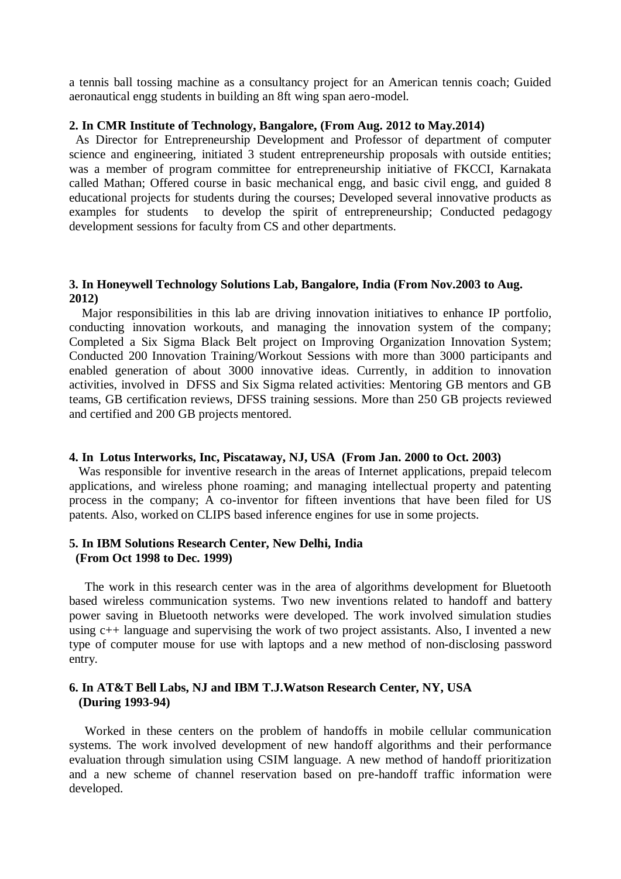a tennis ball tossing machine as a consultancy project for an American tennis coach; Guided aeronautical engg students in building an 8ft wing span aero-model.

**2. In CMR Institute of Technology, Bangalore, (From Aug. 2012 to May.2014)**

As Director for Entrepreneurship Development and Professor of department of computer science and engineering, initiated 3 student entrepreneurship proposals with outside entities; was a member of program committee for entrepreneurship initiative of FKCCI, Karnakata called Mathan; Offered course in basic mechanical engg, and basic civil engg, and guided 8 educational projects for students during the courses; Developed several innovative products as examples for students to develop the spirit of entrepreneurship; Conducted pedagogy development sessions for faculty from CS and other departments.

**3. In Honeywell Technology Solutions Lab, Bangalore, India (From Nov.2003 to Aug. 2012)**

Major responsibilities in this lab are driving innovation initiatives to enhance IP portfolio, conducting innovation workouts, and managing the innovation system of the company; Completed a Six Sigma Black Belt project on Improving Organization Innovation System; Conducted 200 Innovation Training/Workout Sessions with more than 3000 participants and enabled generation of about 3000 innovative ideas. Currently, in addition to innovation activities, involved in DFSS and Six Sigma related activities: Mentoring GB mentors and GB teams, GB certification reviews, DFSS training sessions. More than 250 GB projects reviewed and certified and 200 GB projects mentored.

**4. In Lotus Interworks, Inc, Piscataway, NJ, USA (From Jan. 2000 to Oct. 2003)**

Was responsible for inventive research in the areas of Internet applications, prepaid telecom applications, and wireless phone roaming; and managing intellectual property and patenting process in the company; A co-inventor for fifteen inventions that have been filed for US patents. Also, worked on CLIPS based inference engines for use in some projects.

**5. In IBM Solutions Research Center, New Delhi, India (From Oct 1998 to Dec. 1999)**

The work in this research center was in the area of algorithms development for Bluetooth based wireless communication systems. Two new inventions related to handoff and battery power saving in Bluetooth networks were developed. The work involved simulation studies using c++ language and supervising the work of two project assistants. Also, I invented a new type of computer mouse for use with laptops and a new method of non-disclosing password entry.

**6. In AT&T Bell Labs, NJ and IBM T.J.Watson Research Center, NY, USA (During 1993-94)**

Worked in these centers on the problem of handoffs in mobile cellular communication systems. The work involved development of new handoff algorithms and their performance evaluation through simulation using CSIM language. A new method of handoff prioritization and a new scheme of channel reservation based on pre-handoff traffic information were developed.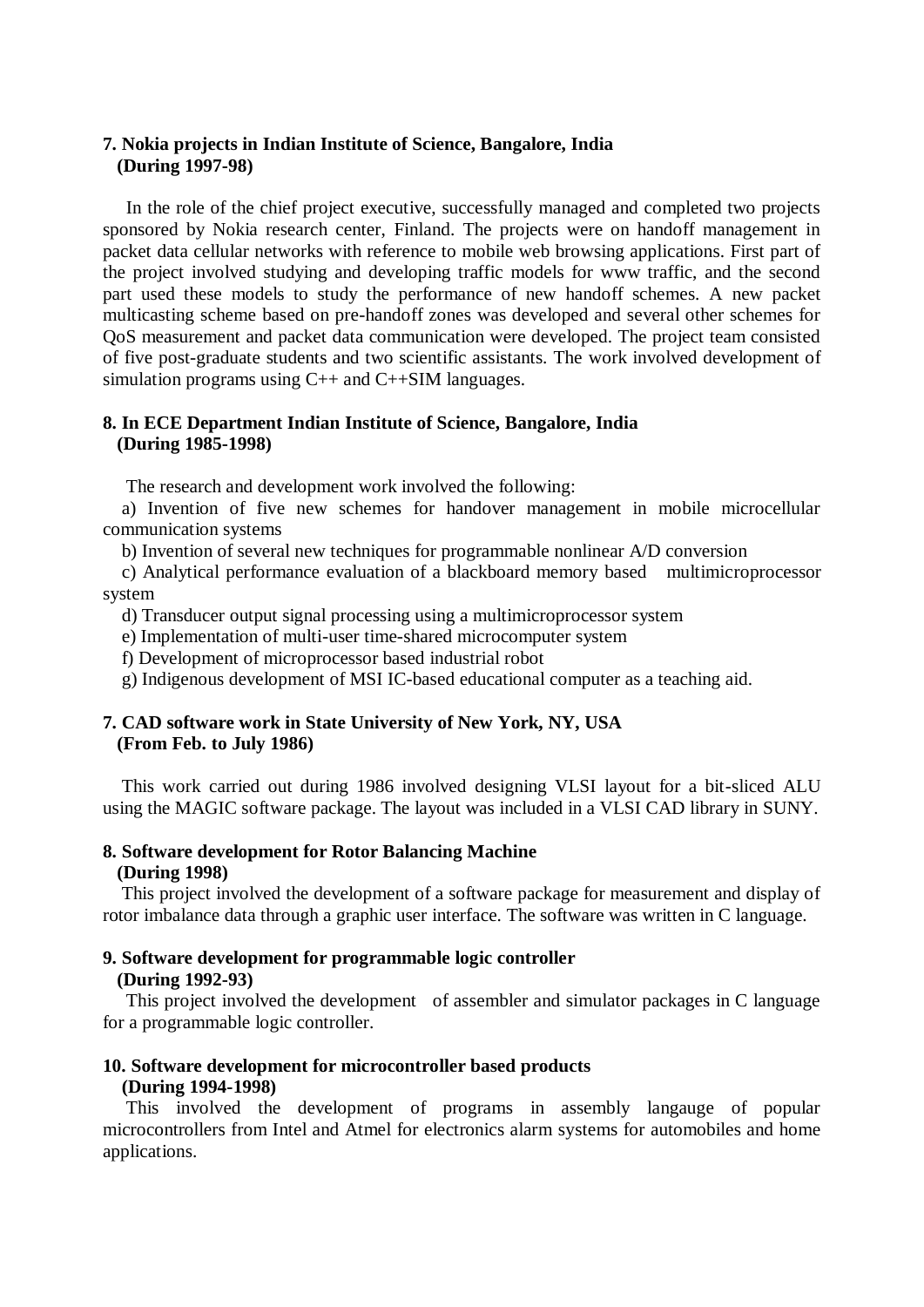**7. Nokia projects in Indian Institute of Science, Bangalore, India**
**(During 1997-98)**

In the role of the chief project executive, successfully managed and completed two projects sponsored by Nokia research center, Finland. The projects were on handoff management in packet data cellular networks with reference to mobile web browsing applications. First part of the project involved studying and developing traffic models for www traffic, and the second part used these models to study the performance of new handoff schemes. A new packet multicasting scheme based on pre-handoff zones was developed and several other schemes for QoS measurement and packet data communication were developed. The project team consisted of five post-graduate students and two scientific assistants. The work involved development of simulation programs using C++ and C++SIM languages.

**8. In ECE Department Indian Institute of Science, Bangalore, India**
**(During 1985-1998)**

The research and development work involved the following:

a) Invention of five new schemes for handover management in mobile microcellular communication systems

b) Invention of several new techniques for programmable nonlinear A/D conversion

c) Analytical performance evaluation of a blackboard memory based multimicroprocessor system

d) Transducer output signal processing using a multimicroprocessor system

e) Implementation of multi-user time-shared microcomputer system

f) Development of microprocessor based industrial robot

g) Indigenous development of MSI IC-based educational computer as a teaching aid.

**7. CAD software work in State University of New York, NY, USA**
**(From Feb. to July 1986)**

This work carried out during 1986 involved designing VLSI layout for a bit-sliced ALU using the MAGIC software package. The layout was included in a VLSI CAD library in SUNY.

**8. Software development for Rotor Balancing Machine**
**(During 1998)**

This project involved the development of a software package for measurement and display of rotor imbalance data through a graphic user interface. The software was written in C language.

**9. Software development for programmable logic controller**
**(During 1992-93)**

This project involved the development of assembler and simulator packages in C language for a programmable logic controller.

**10. Software development for microcontroller based products**
**(During 1994-1998)**

This involved the development of programs in assembly langauge of popular microcontrollers from Intel and Atmel for electronics alarm systems for automobiles and home applications.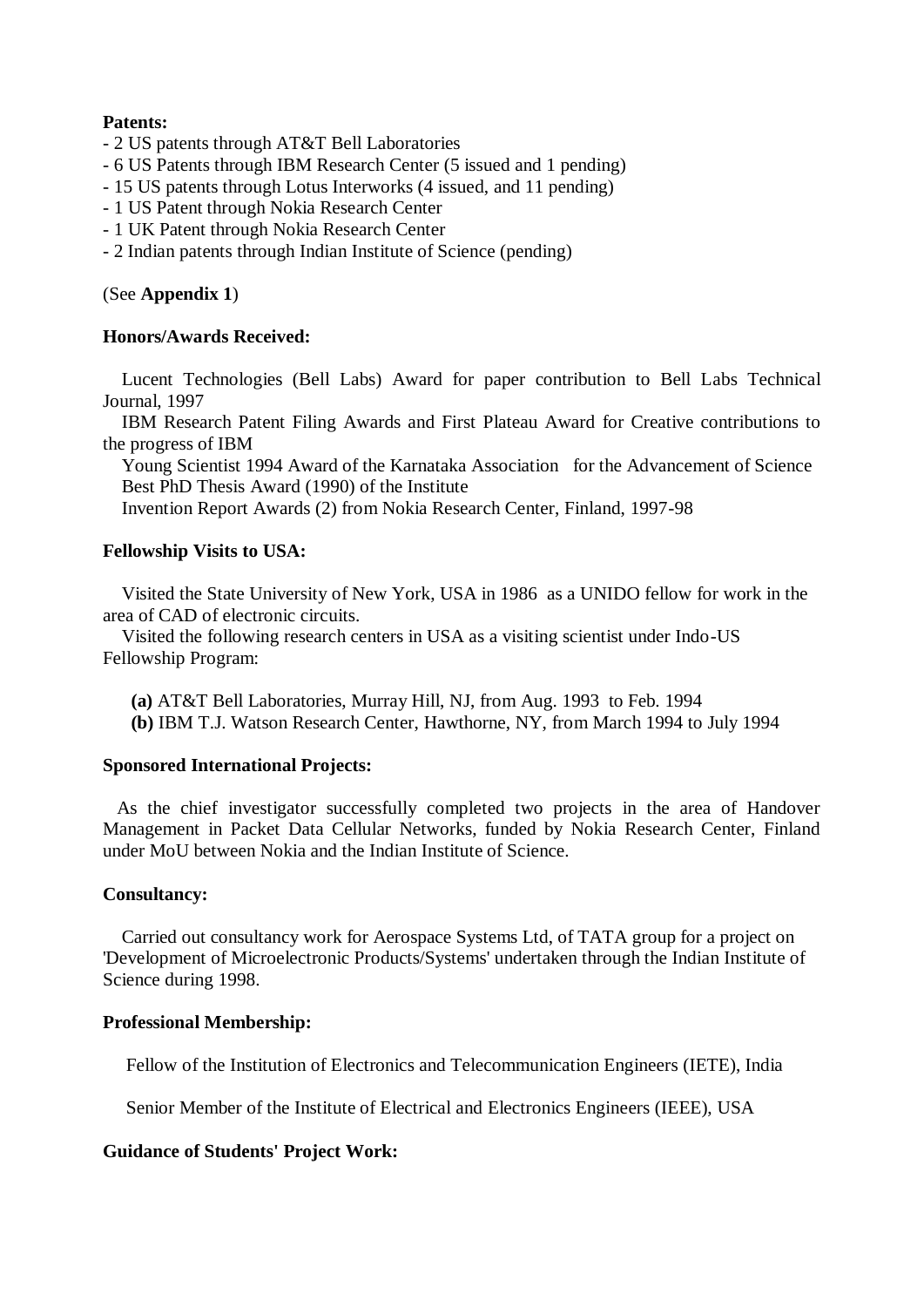**Patents:**

- 2 US patents through AT&T Bell Laboratories
- 6 US Patents through IBM Research Center (5 issued and 1 pending)
- 15 US patents through Lotus Interworks (4 issued, and 11 pending)
- 1 US Patent through Nokia Research Center
- 1 UK Patent through Nokia Research Center
- 2 Indian patents through Indian Institute of Science (pending)

(See **Appendix 1**)

**Honors/Awards Received:**

Lucent Technologies (Bell Labs) Award for paper contribution to Bell Labs Technical Journal, 1997

IBM Research Patent Filing Awards and First Plateau Award for Creative contributions to the progress of IBM

Young Scientist 1994 Award of the Karnataka Association for the Advancement of Science

Best PhD Thesis Award (1990) of the Institute

Invention Report Awards (2) from Nokia Research Center, Finland, 1997-98

**Fellowship Visits to USA:**

Visited the State University of New York, USA in 1986 as a UNIDO fellow for work in the area of CAD of electronic circuits.

Visited the following research centers in USA as a visiting scientist under Indo-US Fellowship Program:

**(a)** AT&T Bell Laboratories, Murray Hill, NJ, from Aug. 1993 to Feb. 1994

**(b)** IBM T.J. Watson Research Center, Hawthorne, NY, from March 1994 to July 1994

**Sponsored International Projects:**

As the chief investigator successfully completed two projects in the area of Handover Management in Packet Data Cellular Networks, funded by Nokia Research Center, Finland under MoU between Nokia and the Indian Institute of Science.

**Consultancy:**

Carried out consultancy work for Aerospace Systems Ltd, of TATA group for a project on 'Development of Microelectronic Products/Systems' undertaken through the Indian Institute of Science during 1998.

**Professional Membership:**

Fellow of the Institution of Electronics and Telecommunication Engineers (IETE), India

Senior Member of the Institute of Electrical and Electronics Engineers (IEEE), USA

**Guidance of Students' Project Work:**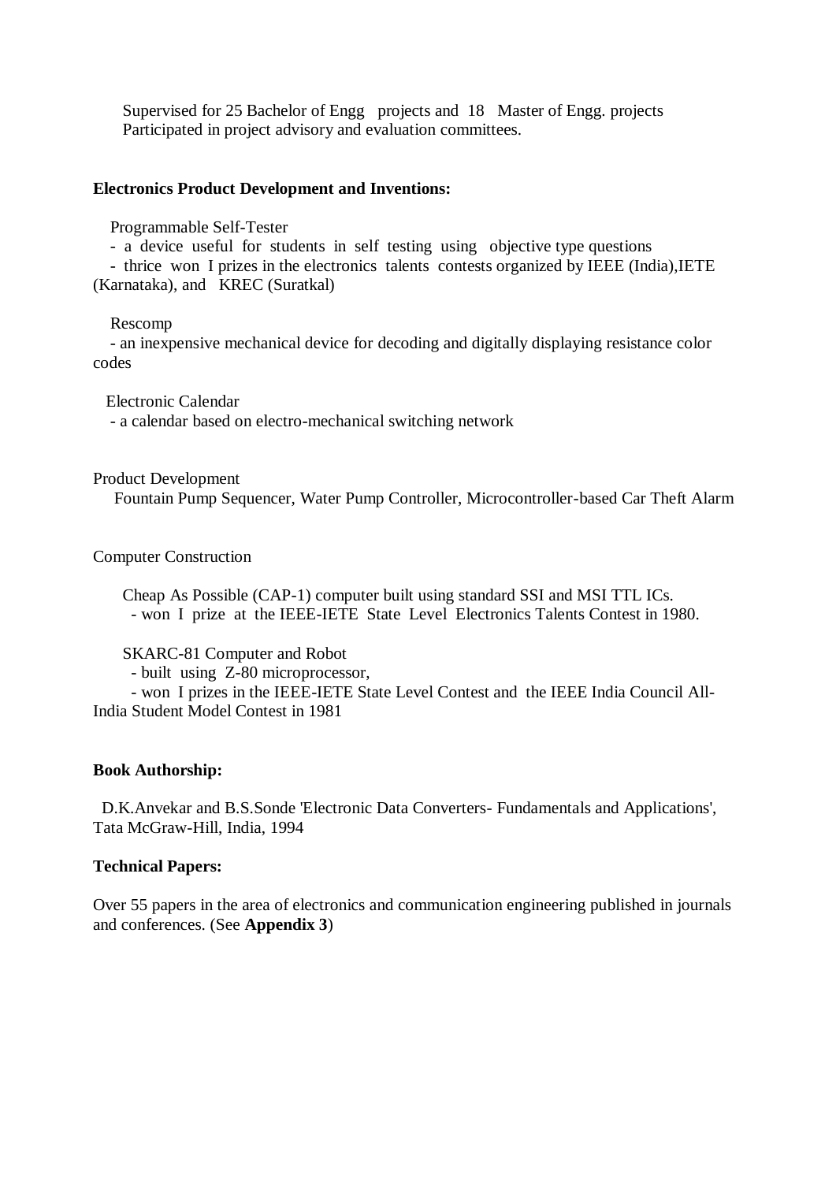Supervised for 25 Bachelor of Engg projects and 18 Master of Engg. projects
Participated in project advisory and evaluation committees.

**Electronics Product Development and Inventions:**

Programmable Self-Tester
- a device useful for students in self testing using objective type questions
- thrice won I prizes in the electronics talents contests organized by IEEE (India),IETE (Karnataka), and KREC (Suratkal)

Rescomp
- an inexpensive mechanical device for decoding and digitally displaying resistance color codes

Electronic Calendar
- a calendar based on electro-mechanical switching network

Product Development
Fountain Pump Sequencer, Water Pump Controller, Microcontroller-based Car Theft Alarm

Computer Construction

Cheap As Possible (CAP-1) computer built using standard SSI and MSI TTL ICs.
- won I prize at the IEEE-IETE State Level Electronics Talents Contest in 1980.

SKARC-81 Computer and Robot
- built using Z-80 microprocessor,
- won I prizes in the IEEE-IETE State Level Contest and the IEEE India Council All-India Student Model Contest in 1981

**Book Authorship:**

D.K.Anvekar and B.S.Sonde 'Electronic Data Converters- Fundamentals and Applications', Tata McGraw-Hill, India, 1994

**Technical Papers:**

Over 55 papers in the area of electronics and communication engineering published in journals and conferences. (See **Appendix 3**)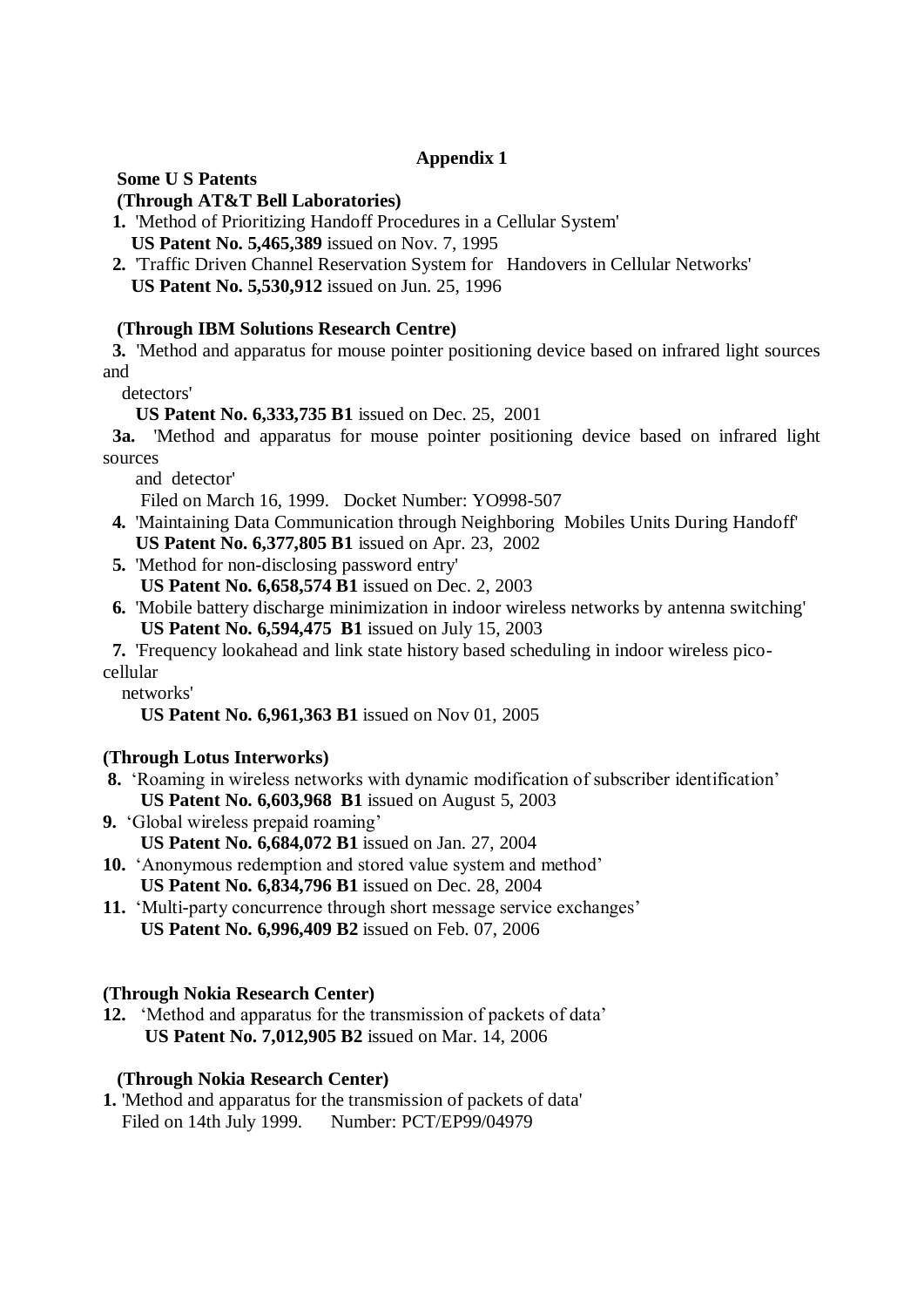# Appendix 1

**Some U S Patents**

**(Through AT&T Bell Laboratories)**

**1.** 'Method of Prioritizing Handoff Procedures in a Cellular System'
**US Patent No. 5,465,389** issued on Nov. 7, 1995

**2.** 'Traffic Driven Channel Reservation System for Handovers in Cellular Networks'
**US Patent No. 5,530,912** issued on Jun. 25, 1996

**(Through IBM Solutions Research Centre)**

**3.** 'Method and apparatus for mouse pointer positioning device based on infrared light sources and detectors'
**US Patent No. 6,333,735 B1** issued on Dec. 25, 2001

**3a.** 'Method and apparatus for mouse pointer positioning device based on infrared light sources and detector'
Filed on March 16, 1999. Docket Number: YO998-507

**4.** 'Maintaining Data Communication through Neighboring Mobiles Units During Handoff'
**US Patent No. 6,377,805 B1** issued on Apr. 23, 2002

**5.** 'Method for non-disclosing password entry'
**US Patent No. 6,658,574 B1** issued on Dec. 2, 2003

**6.** 'Mobile battery discharge minimization in indoor wireless networks by antenna switching'
**US Patent No. 6,594,475 B1** issued on July 15, 2003

**7.** 'Frequency lookahead and link state history based scheduling in indoor wireless pico-cellular networks'
**US Patent No. 6,961,363 B1** issued on Nov 01, 2005

**(Through Lotus Interworks)**

**8.** 'Roaming in wireless networks with dynamic modification of subscriber identification'
**US Patent No. 6,603,968 B1** issued on August 5, 2003

**9.** 'Global wireless prepaid roaming'
**US Patent No. 6,684,072 B1** issued on Jan. 27, 2004

**10.** 'Anonymous redemption and stored value system and method'
**US Patent No. 6,834,796 B1** issued on Dec. 28, 2004

**11.** 'Multi-party concurrence through short message service exchanges'
**US Patent No. 6,996,409 B2** issued on Feb. 07, 2006

**(Through Nokia Research Center)**

**12.** 'Method and apparatus for the transmission of packets of data'
**US Patent No. 7,012,905 B2** issued on Mar. 14, 2006

**(Through Nokia Research Center)**

**1.** 'Method and apparatus for the transmission of packets of data'
Filed on 14th July 1999. Number: PCT/EP99/04979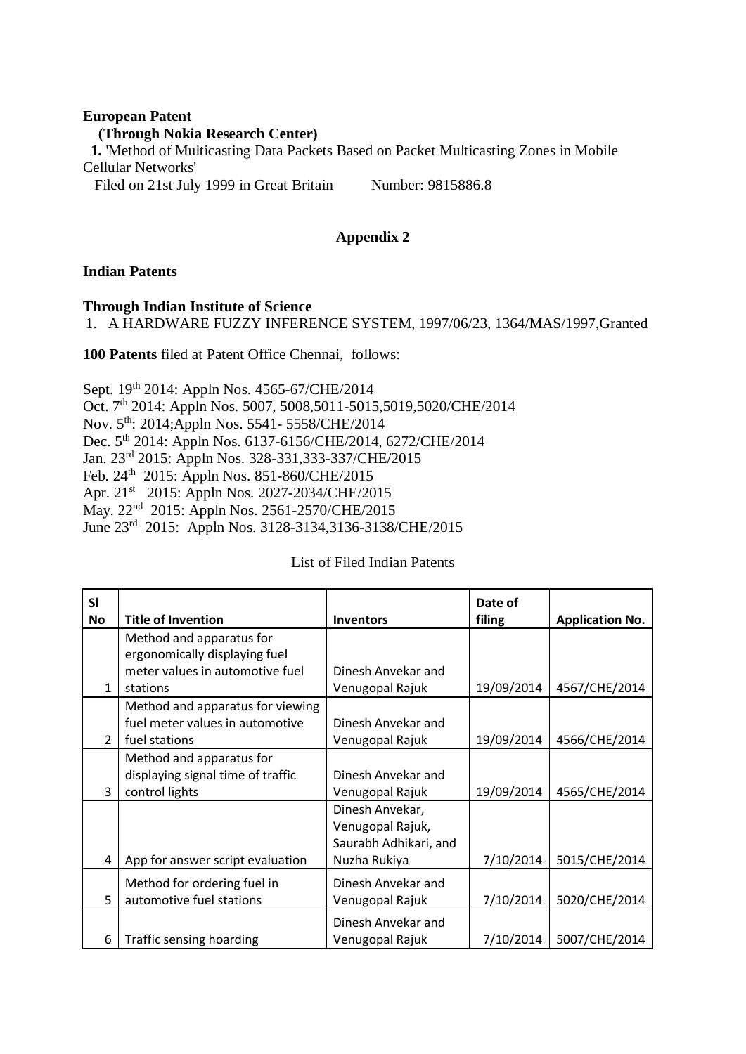**European Patent**

**(Through Nokia Research Center)**

**1.** 'Method of Multicasting Data Packets Based on Packet Multicasting Zones in Mobile Cellular Networks'

Filed on 21st July 1999 in Great Britain    Number: 9815886.8

## Appendix 2

### Indian Patents

**Through Indian Institute of Science**

1. A HARDWARE FUZZY INFERENCE SYSTEM, 1997/06/23, 1364/MAS/1997,Granted

**100 Patents** filed at Patent Office Chennai, follows:

Sept. 19th 2014: Appln Nos. 4565-67/CHE/2014
Oct. 7th 2014: Appln Nos. 5007, 5008,5011-5015,5019,5020/CHE/2014
Nov. 5th: 2014;Appln Nos. 5541- 5558/CHE/2014
Dec. 5th 2014: Appln Nos. 6137-6156/CHE/2014, 6272/CHE/2014
Jan. 23rd 2015: Appln Nos. 328-331,333-337/CHE/2015
Feb. 24th 2015: Appln Nos. 851-860/CHE/2015
Apr. 21st 2015: Appln Nos. 2027-2034/CHE/2015
May. 22nd 2015: Appln Nos. 2561-2570/CHE/2015
June 23rd 2015: Appln Nos. 3128-3134,3136-3138/CHE/2015

List of Filed Indian Patents

| Sl No | Title of Invention | Inventors | Date of filing | Application No. |
|---|---|---|---|---|
| 1 | Method and apparatus for ergonomically displaying fuel meter values in automotive fuel stations | Dinesh Anvekar and Venugopal Rajuk | 19/09/2014 | 4567/CHE/2014 |
| 2 | Method and apparatus for viewing fuel meter values in automotive fuel stations | Dinesh Anvekar and Venugopal Rajuk | 19/09/2014 | 4566/CHE/2014 |
| 3 | Method and apparatus for displaying signal time of traffic control lights | Dinesh Anvekar and Venugopal Rajuk | 19/09/2014 | 4565/CHE/2014 |
| 4 | App for answer script evaluation | Dinesh Anvekar, Venugopal Rajuk, Saurabh Adhikari, and Nuzha Rukiya | 7/10/2014 | 5015/CHE/2014 |
| 5 | Method for ordering fuel in automotive fuel stations | Dinesh Anvekar and Venugopal Rajuk | 7/10/2014 | 5020/CHE/2014 |
| 6 | Traffic sensing hoarding | Dinesh Anvekar and Venugopal Rajuk | 7/10/2014 | 5007/CHE/2014 |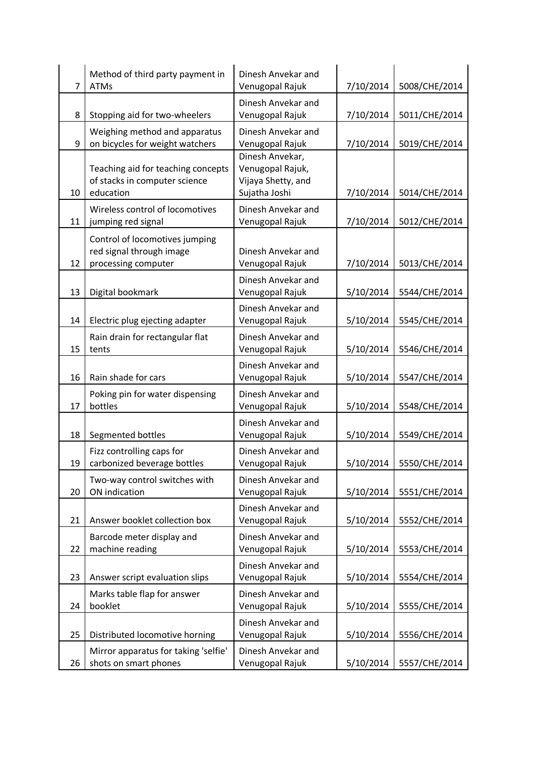| | | | | |
|---|---|---|---|---|
| 7 | Method of third party payment in ATMs | Dinesh Anvekar and Venugopal Rajuk | 7/10/2014 | 5008/CHE/2014 |
| 8 | Stopping aid for two-wheelers | Dinesh Anvekar and Venugopal Rajuk | 7/10/2014 | 5011/CHE/2014 |
| 9 | Weighing method and apparatus on bicycles for weight watchers | Dinesh Anvekar and Venugopal Rajuk | 7/10/2014 | 5019/CHE/2014 |
| 10 | Teaching aid for teaching concepts of stacks in computer science education | Dinesh Anvekar, Venugopal Rajuk, Vijaya Shetty, and Sujatha Joshi | 7/10/2014 | 5014/CHE/2014 |
| 11 | Wireless control of locomotives jumping red signal | Dinesh Anvekar and Venugopal Rajuk | 7/10/2014 | 5012/CHE/2014 |
| 12 | Control of locomotives jumping red signal through image processing computer | Dinesh Anvekar and Venugopal Rajuk | 7/10/2014 | 5013/CHE/2014 |
| 13 | Digital bookmark | Dinesh Anvekar and Venugopal Rajuk | 5/10/2014 | 5544/CHE/2014 |
| 14 | Electric plug ejecting adapter | Dinesh Anvekar and Venugopal Rajuk | 5/10/2014 | 5545/CHE/2014 |
| 15 | Rain drain for rectangular flat tents | Dinesh Anvekar and Venugopal Rajuk | 5/10/2014 | 5546/CHE/2014 |
| 16 | Rain shade for cars | Dinesh Anvekar and Venugopal Rajuk | 5/10/2014 | 5547/CHE/2014 |
| 17 | Poking pin for water dispensing bottles | Dinesh Anvekar and Venugopal Rajuk | 5/10/2014 | 5548/CHE/2014 |
| 18 | Segmented bottles | Dinesh Anvekar and Venugopal Rajuk | 5/10/2014 | 5549/CHE/2014 |
| 19 | Fizz controlling caps for carbonized beverage bottles | Dinesh Anvekar and Venugopal Rajuk | 5/10/2014 | 5550/CHE/2014 |
| 20 | Two-way control switches with ON indication | Dinesh Anvekar and Venugopal Rajuk | 5/10/2014 | 5551/CHE/2014 |
| 21 | Answer booklet collection box | Dinesh Anvekar and Venugopal Rajuk | 5/10/2014 | 5552/CHE/2014 |
| 22 | Barcode meter display and machine reading | Dinesh Anvekar and Venugopal Rajuk | 5/10/2014 | 5553/CHE/2014 |
| 23 | Answer script evaluation slips | Dinesh Anvekar and Venugopal Rajuk | 5/10/2014 | 5554/CHE/2014 |
| 24 | Marks table flap for answer booklet | Dinesh Anvekar and Venugopal Rajuk | 5/10/2014 | 5555/CHE/2014 |
| 25 | Distributed locomotive horning | Dinesh Anvekar and Venugopal Rajuk | 5/10/2014 | 5556/CHE/2014 |
| 26 | Mirror apparatus for taking 'selfie' shots on smart phones | Dinesh Anvekar and Venugopal Rajuk | 5/10/2014 | 5557/CHE/2014 |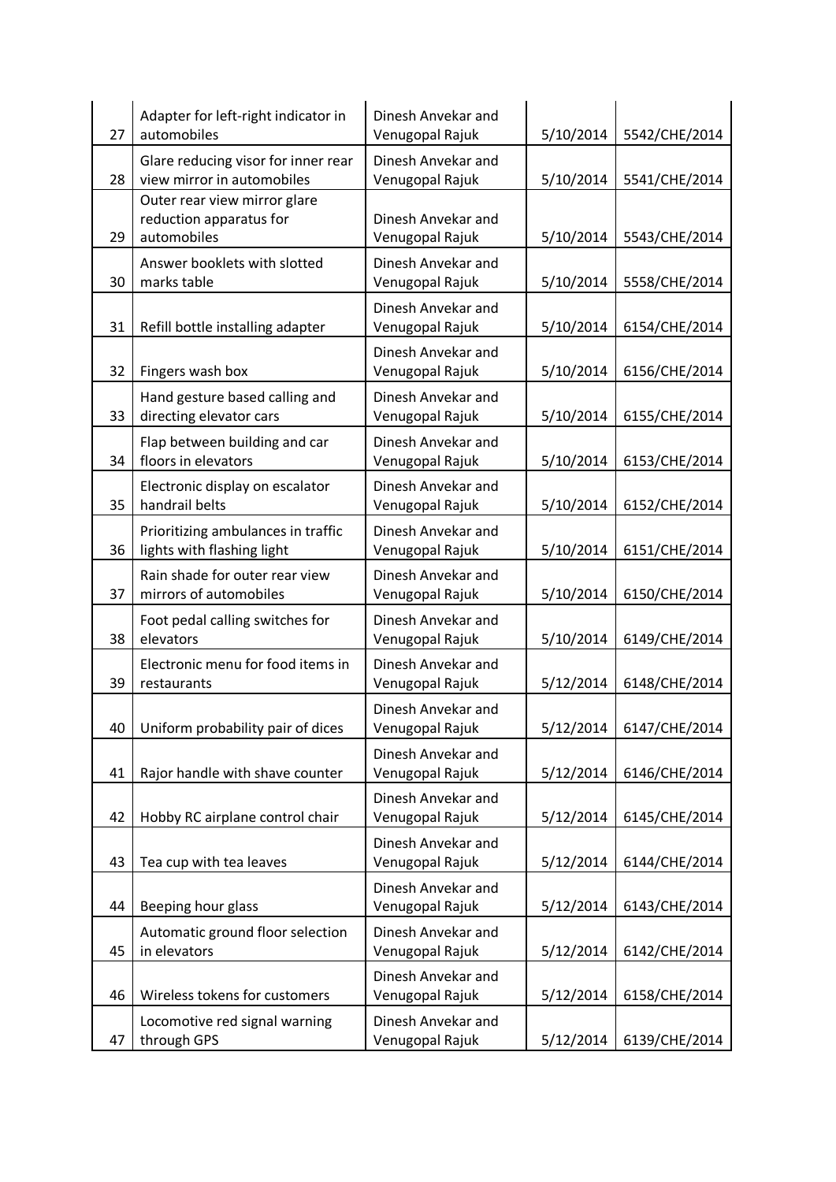| 27 | Adapter for left-right indicator in automobiles | Dinesh Anvekar and Venugopal Rajuk | 5/10/2014 | 5542/CHE/2014 |
|---|---|---|---|---|
| 28 | Glare reducing visor for inner rear view mirror in automobiles | Dinesh Anvekar and Venugopal Rajuk | 5/10/2014 | 5541/CHE/2014 |
| 29 | Outer rear view mirror glare reduction apparatus for automobiles | Dinesh Anvekar and Venugopal Rajuk | 5/10/2014 | 5543/CHE/2014 |
| 30 | Answer booklets with slotted marks table | Dinesh Anvekar and Venugopal Rajuk | 5/10/2014 | 5558/CHE/2014 |
| 31 | Refill bottle installing adapter | Dinesh Anvekar and Venugopal Rajuk | 5/10/2014 | 6154/CHE/2014 |
| 32 | Fingers wash box | Dinesh Anvekar and Venugopal Rajuk | 5/10/2014 | 6156/CHE/2014 |
| 33 | Hand gesture based calling and directing elevator cars | Dinesh Anvekar and Venugopal Rajuk | 5/10/2014 | 6155/CHE/2014 |
| 34 | Flap between building and car floors in elevators | Dinesh Anvekar and Venugopal Rajuk | 5/10/2014 | 6153/CHE/2014 |
| 35 | Electronic display on escalator handrail belts | Dinesh Anvekar and Venugopal Rajuk | 5/10/2014 | 6152/CHE/2014 |
| 36 | Prioritizing ambulances in traffic lights with flashing light | Dinesh Anvekar and Venugopal Rajuk | 5/10/2014 | 6151/CHE/2014 |
| 37 | Rain shade for outer rear view mirrors of automobiles | Dinesh Anvekar and Venugopal Rajuk | 5/10/2014 | 6150/CHE/2014 |
| 38 | Foot pedal calling switches for elevators | Dinesh Anvekar and Venugopal Rajuk | 5/10/2014 | 6149/CHE/2014 |
| 39 | Electronic menu for food items in restaurants | Dinesh Anvekar and Venugopal Rajuk | 5/12/2014 | 6148/CHE/2014 |
| 40 | Uniform probability pair of dices | Dinesh Anvekar and Venugopal Rajuk | 5/12/2014 | 6147/CHE/2014 |
| 41 | Rajor handle with shave counter | Dinesh Anvekar and Venugopal Rajuk | 5/12/2014 | 6146/CHE/2014 |
| 42 | Hobby RC airplane control chair | Dinesh Anvekar and Venugopal Rajuk | 5/12/2014 | 6145/CHE/2014 |
| 43 | Tea cup with tea leaves | Dinesh Anvekar and Venugopal Rajuk | 5/12/2014 | 6144/CHE/2014 |
| 44 | Beeping hour glass | Dinesh Anvekar and Venugopal Rajuk | 5/12/2014 | 6143/CHE/2014 |
| 45 | Automatic ground floor selection in elevators | Dinesh Anvekar and Venugopal Rajuk | 5/12/2014 | 6142/CHE/2014 |
| 46 | Wireless tokens for customers | Dinesh Anvekar and Venugopal Rajuk | 5/12/2014 | 6158/CHE/2014 |
| 47 | Locomotive red signal warning through GPS | Dinesh Anvekar and Venugopal Rajuk | 5/12/2014 | 6139/CHE/2014 |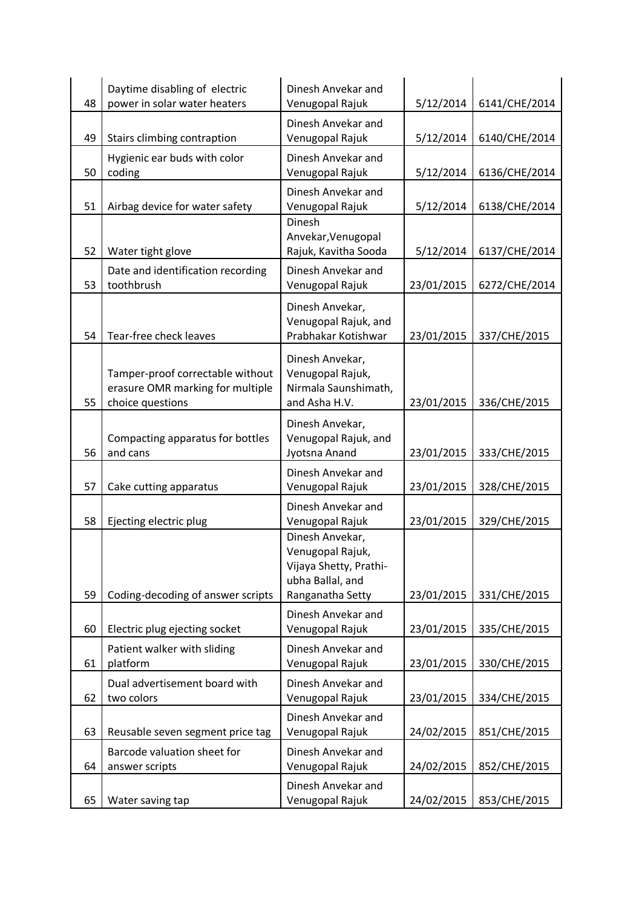| | | | | |
|---|---|---|---|---|
| 48 | Daytime disabling of electric power in solar water heaters | Dinesh Anvekar and Venugopal Rajuk | 5/12/2014 | 6141/CHE/2014 |
| 49 | Stairs climbing contraption | Dinesh Anvekar and Venugopal Rajuk | 5/12/2014 | 6140/CHE/2014 |
| 50 | Hygienic ear buds with color coding | Dinesh Anvekar and Venugopal Rajuk | 5/12/2014 | 6136/CHE/2014 |
| 51 | Airbag device for water safety | Dinesh Anvekar and Venugopal Rajuk | 5/12/2014 | 6138/CHE/2014 |
| 52 | Water tight glove | Dinesh Anvekar,Venugopal Rajuk, Kavitha Sooda | 5/12/2014 | 6137/CHE/2014 |
| 53 | Date and identification recording toothbrush | Dinesh Anvekar and Venugopal Rajuk | 23/01/2015 | 6272/CHE/2014 |
| 54 | Tear-free check leaves | Dinesh Anvekar, Venugopal Rajuk, and Prabhakar Kotishwar | 23/01/2015 | 337/CHE/2015 |
| 55 | Tamper-proof correctable without erasure OMR marking for multiple choice questions | Dinesh Anvekar, Venugopal Rajuk, Nirmala Saunshimath, and Asha H.V. | 23/01/2015 | 336/CHE/2015 |
| 56 | Compacting apparatus for bottles and cans | Dinesh Anvekar, Venugopal Rajuk, and Jyotsna Anand | 23/01/2015 | 333/CHE/2015 |
| 57 | Cake cutting apparatus | Dinesh Anvekar and Venugopal Rajuk | 23/01/2015 | 328/CHE/2015 |
| 58 | Ejecting electric plug | Dinesh Anvekar and Venugopal Rajuk | 23/01/2015 | 329/CHE/2015 |
| 59 | Coding-decoding of answer scripts | Dinesh Anvekar, Venugopal Rajuk, Vijaya Shetty, Prathi-ubha Ballal, and Ranganatha Setty | 23/01/2015 | 331/CHE/2015 |
| 60 | Electric plug ejecting socket | Dinesh Anvekar and Venugopal Rajuk | 23/01/2015 | 335/CHE/2015 |
| 61 | Patient walker with sliding platform | Dinesh Anvekar and Venugopal Rajuk | 23/01/2015 | 330/CHE/2015 |
| 62 | Dual advertisement board with two colors | Dinesh Anvekar and Venugopal Rajuk | 23/01/2015 | 334/CHE/2015 |
| 63 | Reusable seven segment price tag | Dinesh Anvekar and Venugopal Rajuk | 24/02/2015 | 851/CHE/2015 |
| 64 | Barcode valuation sheet for answer scripts | Dinesh Anvekar and Venugopal Rajuk | 24/02/2015 | 852/CHE/2015 |
| 65 | Water saving tap | Dinesh Anvekar and Venugopal Rajuk | 24/02/2015 | 853/CHE/2015 |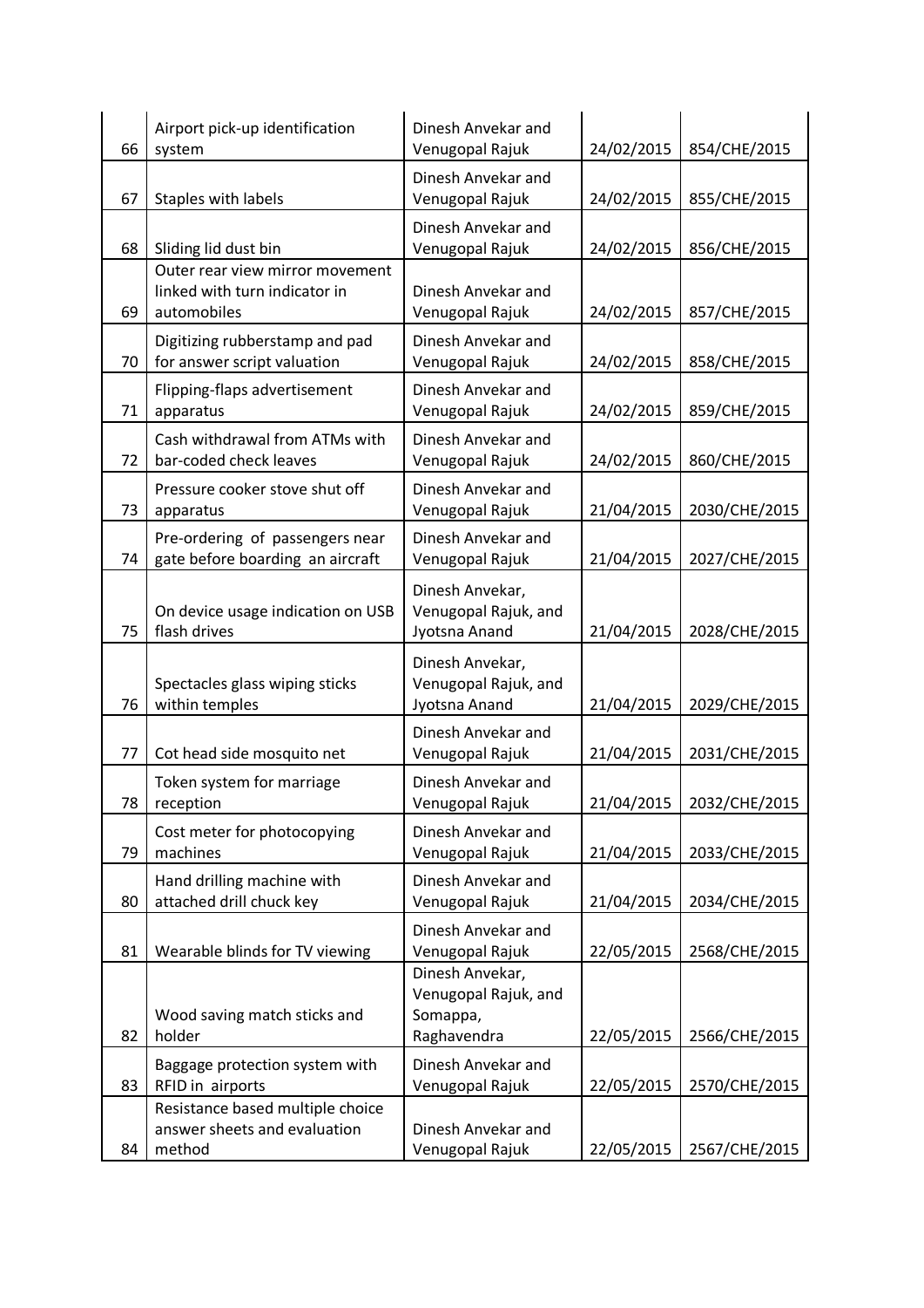| | | | | |
|---|---|---|---|---|
| 66 | Airport pick-up identification system | Dinesh Anvekar and Venugopal Rajuk | 24/02/2015 | 854/CHE/2015 |
| 67 | Staples with labels | Dinesh Anvekar and Venugopal Rajuk | 24/02/2015 | 855/CHE/2015 |
| 68 | Sliding lid dust bin | Dinesh Anvekar and Venugopal Rajuk | 24/02/2015 | 856/CHE/2015 |
| 69 | Outer rear view mirror movement linked with turn indicator in automobiles | Dinesh Anvekar and Venugopal Rajuk | 24/02/2015 | 857/CHE/2015 |
| 70 | Digitizing rubberstamp and pad for answer script valuation | Dinesh Anvekar and Venugopal Rajuk | 24/02/2015 | 858/CHE/2015 |
| 71 | Flipping-flaps advertisement apparatus | Dinesh Anvekar and Venugopal Rajuk | 24/02/2015 | 859/CHE/2015 |
| 72 | Cash withdrawal from ATMs with bar-coded check leaves | Dinesh Anvekar and Venugopal Rajuk | 24/02/2015 | 860/CHE/2015 |
| 73 | Pressure cooker stove shut off apparatus | Dinesh Anvekar and Venugopal Rajuk | 21/04/2015 | 2030/CHE/2015 |
| 74 | Pre-ordering of passengers near gate before boarding an aircraft | Dinesh Anvekar and Venugopal Rajuk | 21/04/2015 | 2027/CHE/2015 |
| 75 | On device usage indication on USB flash drives | Dinesh Anvekar, Venugopal Rajuk, and Jyotsna Anand | 21/04/2015 | 2028/CHE/2015 |
| 76 | Spectacles glass wiping sticks within temples | Dinesh Anvekar, Venugopal Rajuk, and Jyotsna Anand | 21/04/2015 | 2029/CHE/2015 |
| 77 | Cot head side mosquito net | Dinesh Anvekar and Venugopal Rajuk | 21/04/2015 | 2031/CHE/2015 |
| 78 | Token system for marriage reception | Dinesh Anvekar and Venugopal Rajuk | 21/04/2015 | 2032/CHE/2015 |
| 79 | Cost meter for photocopying machines | Dinesh Anvekar and Venugopal Rajuk | 21/04/2015 | 2033/CHE/2015 |
| 80 | Hand drilling machine with attached drill chuck key | Dinesh Anvekar and Venugopal Rajuk | 21/04/2015 | 2034/CHE/2015 |
| 81 | Wearable blinds for TV viewing | Dinesh Anvekar and Venugopal Rajuk | 22/05/2015 | 2568/CHE/2015 |
| 82 | Wood saving match sticks and holder | Dinesh Anvekar, Venugopal Rajuk, and Somappa, Raghavendra | 22/05/2015 | 2566/CHE/2015 |
| 83 | Baggage protection system with RFID in airports | Dinesh Anvekar and Venugopal Rajuk | 22/05/2015 | 2570/CHE/2015 |
| 84 | Resistance based multiple choice answer sheets and evaluation method | Dinesh Anvekar and Venugopal Rajuk | 22/05/2015 | 2567/CHE/2015 |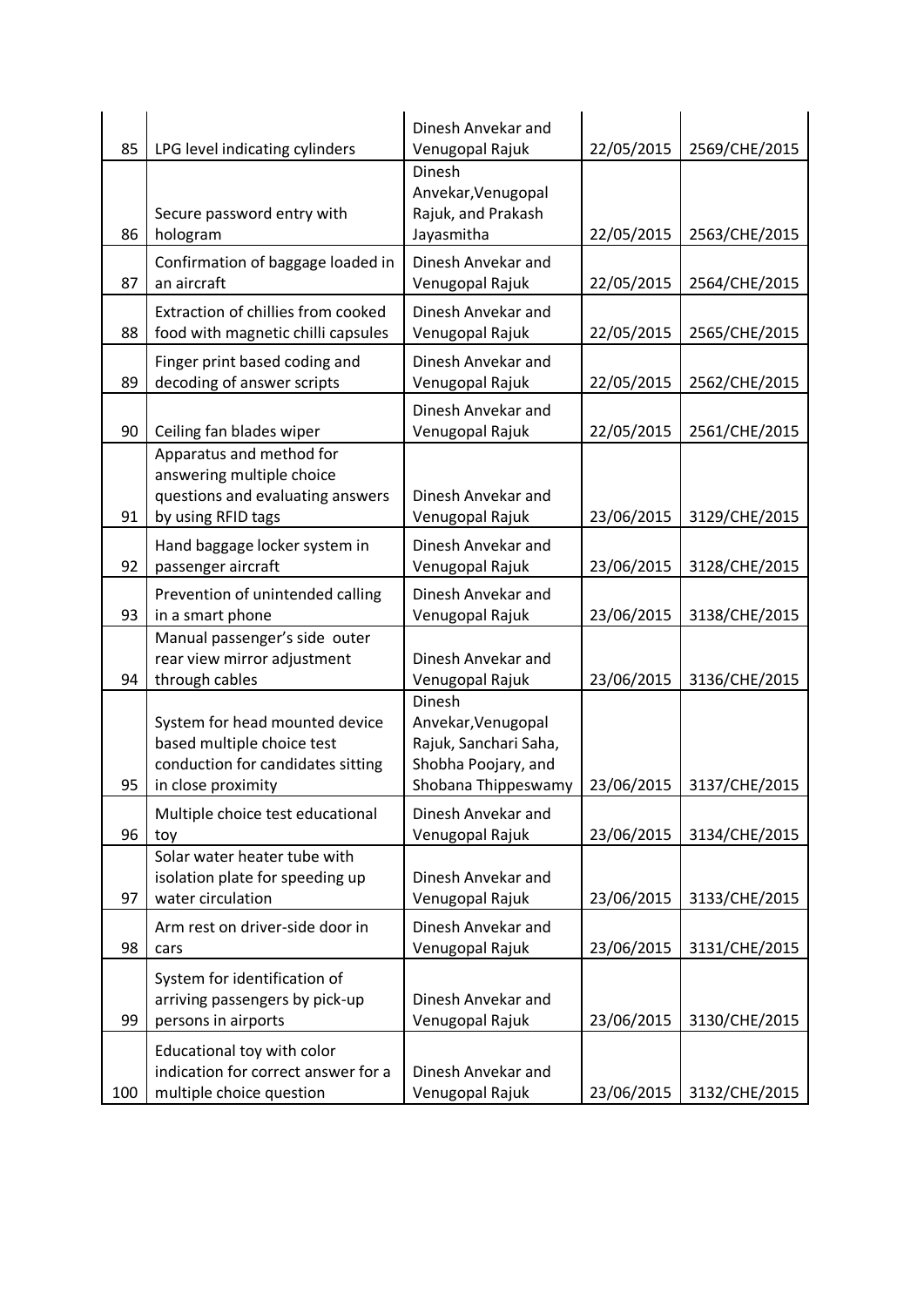| 85 | LPG level indicating cylinders | Dinesh Anvekar and Venugopal Rajuk | 22/05/2015 | 2569/CHE/2015 |
|---|---|---|---|---|
| 86 | Secure password entry with hologram | Dinesh Anvekar,Venugopal Rajuk, and Prakash Jayasmitha | 22/05/2015 | 2563/CHE/2015 |
| 87 | Confirmation of baggage loaded in an aircraft | Dinesh Anvekar and Venugopal Rajuk | 22/05/2015 | 2564/CHE/2015 |
| 88 | Extraction of chillies from cooked food with magnetic chilli capsules | Dinesh Anvekar and Venugopal Rajuk | 22/05/2015 | 2565/CHE/2015 |
| 89 | Finger print based coding and decoding of answer scripts | Dinesh Anvekar and Venugopal Rajuk | 22/05/2015 | 2562/CHE/2015 |
| 90 | Ceiling fan blades wiper | Dinesh Anvekar and Venugopal Rajuk | 22/05/2015 | 2561/CHE/2015 |
| 91 | Apparatus and method for answering multiple choice questions and evaluating answers by using RFID tags | Dinesh Anvekar and Venugopal Rajuk | 23/06/2015 | 3129/CHE/2015 |
| 92 | Hand baggage locker system in passenger aircraft | Dinesh Anvekar and Venugopal Rajuk | 23/06/2015 | 3128/CHE/2015 |
| 93 | Prevention of unintended calling in a smart phone | Dinesh Anvekar and Venugopal Rajuk | 23/06/2015 | 3138/CHE/2015 |
| 94 | Manual passenger's side outer rear view mirror adjustment through cables | Dinesh Anvekar and Venugopal Rajuk | 23/06/2015 | 3136/CHE/2015 |
| 95 | System for head mounted device based multiple choice test conduction for candidates sitting in close proximity | Dinesh Anvekar,Venugopal Rajuk, Sanchari Saha, Shobha Poojary, and Shobana Thippeswamy | 23/06/2015 | 3137/CHE/2015 |
| 96 | Multiple choice test educational toy | Dinesh Anvekar and Venugopal Rajuk | 23/06/2015 | 3134/CHE/2015 |
| 97 | Solar water heater tube with isolation plate for speeding up water circulation | Dinesh Anvekar and Venugopal Rajuk | 23/06/2015 | 3133/CHE/2015 |
| 98 | Arm rest on driver-side door in cars | Dinesh Anvekar and Venugopal Rajuk | 23/06/2015 | 3131/CHE/2015 |
| 99 | System for identification of arriving passengers by pick-up persons in airports | Dinesh Anvekar and Venugopal Rajuk | 23/06/2015 | 3130/CHE/2015 |
| 100 | Educational toy with color indication for correct answer for a multiple choice question | Dinesh Anvekar and Venugopal Rajuk | 23/06/2015 | 3132/CHE/2015 |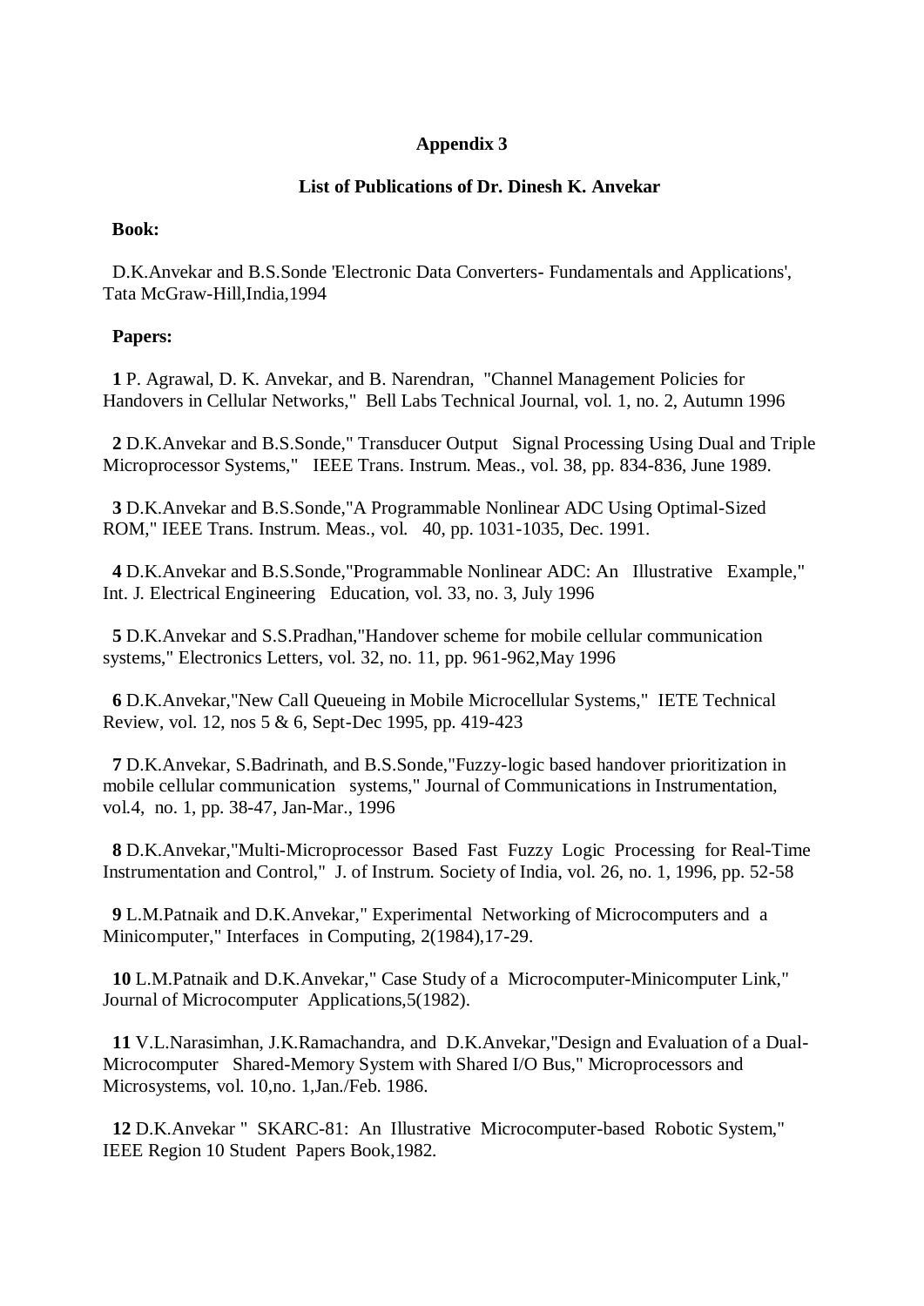**Appendix 3**

**List of Publications of Dr. Dinesh K. Anvekar**

**Book:**

D.K.Anvekar and B.S.Sonde 'Electronic Data Converters- Fundamentals and Applications', Tata McGraw-Hill,India,1994

**Papers:**

**1** P. Agrawal, D. K. Anvekar, and B. Narendran, "Channel Management Policies for Handovers in Cellular Networks," Bell Labs Technical Journal, vol. 1, no. 2, Autumn 1996

**2** D.K.Anvekar and B.S.Sonde," Transducer Output Signal Processing Using Dual and Triple Microprocessor Systems," IEEE Trans. Instrum. Meas., vol. 38, pp. 834-836, June 1989.

**3** D.K.Anvekar and B.S.Sonde,"A Programmable Nonlinear ADC Using Optimal-Sized ROM," IEEE Trans. Instrum. Meas., vol. 40, pp. 1031-1035, Dec. 1991.

**4** D.K.Anvekar and B.S.Sonde,"Programmable Nonlinear ADC: An Illustrative Example," Int. J. Electrical Engineering Education, vol. 33, no. 3, July 1996

**5** D.K.Anvekar and S.S.Pradhan,"Handover scheme for mobile cellular communication systems," Electronics Letters, vol. 32, no. 11, pp. 961-962,May 1996

**6** D.K.Anvekar,"New Call Queueing in Mobile Microcellular Systems," IETE Technical Review, vol. 12, nos 5 & 6, Sept-Dec 1995, pp. 419-423

**7** D.K.Anvekar, S.Badrinath, and B.S.Sonde,"Fuzzy-logic based handover prioritization in mobile cellular communication systems," Journal of Communications in Instrumentation, vol.4, no. 1, pp. 38-47, Jan-Mar., 1996

**8** D.K.Anvekar,"Multi-Microprocessor Based Fast Fuzzy Logic Processing for Real-Time Instrumentation and Control," J. of Instrum. Society of India, vol. 26, no. 1, 1996, pp. 52-58

**9** L.M.Patnaik and D.K.Anvekar," Experimental Networking of Microcomputers and a Minicomputer," Interfaces in Computing, 2(1984),17-29.

**10** L.M.Patnaik and D.K.Anvekar," Case Study of a Microcomputer-Minicomputer Link," Journal of Microcomputer Applications,5(1982).

**11** V.L.Narasimhan, J.K.Ramachandra, and D.K.Anvekar,"Design and Evaluation of a Dual-Microcomputer Shared-Memory System with Shared I/O Bus," Microprocessors and Microsystems, vol. 10,no. 1,Jan./Feb. 1986.

**12** D.K.Anvekar " SKARC-81: An Illustrative Microcomputer-based Robotic System," IEEE Region 10 Student Papers Book,1982.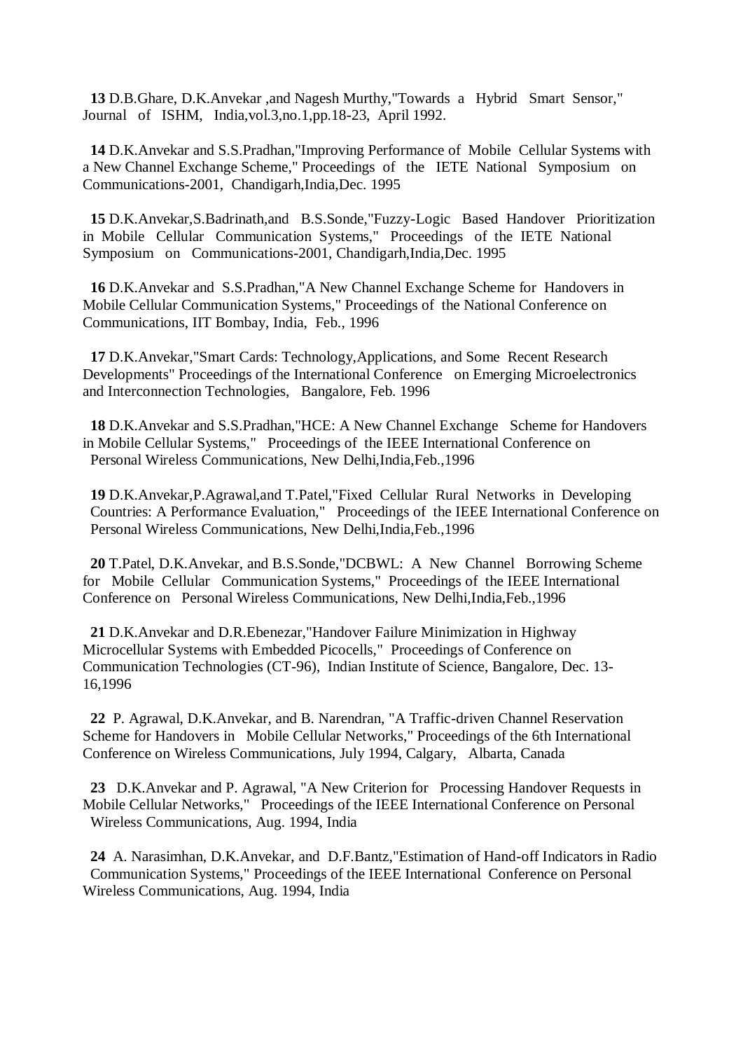**13** D.B.Ghare, D.K.Anvekar ,and Nagesh Murthy,"Towards a Hybrid Smart Sensor," Journal of ISHM, India,vol.3,no.1,pp.18-23, April 1992.

**14** D.K.Anvekar and S.S.Pradhan,"Improving Performance of Mobile Cellular Systems with a New Channel Exchange Scheme," Proceedings of the IETE National Symposium on Communications-2001, Chandigarh,India,Dec. 1995

**15** D.K.Anvekar,S.Badrinath,and B.S.Sonde,"Fuzzy-Logic Based Handover Prioritization in Mobile Cellular Communication Systems," Proceedings of the IETE National Symposium on Communications-2001, Chandigarh,India,Dec. 1995

**16** D.K.Anvekar and S.S.Pradhan,"A New Channel Exchange Scheme for Handovers in Mobile Cellular Communication Systems," Proceedings of the National Conference on Communications, IIT Bombay, India, Feb., 1996

**17** D.K.Anvekar,"Smart Cards: Technology,Applications, and Some Recent Research Developments" Proceedings of the International Conference on Emerging Microelectronics and Interconnection Technologies, Bangalore, Feb. 1996

**18** D.K.Anvekar and S.S.Pradhan,"HCE: A New Channel Exchange Scheme for Handovers in Mobile Cellular Systems," Proceedings of the IEEE International Conference on Personal Wireless Communications, New Delhi,India,Feb.,1996

**19** D.K.Anvekar,P.Agrawal,and T.Patel,"Fixed Cellular Rural Networks in Developing Countries: A Performance Evaluation," Proceedings of the IEEE International Conference on Personal Wireless Communications, New Delhi,India,Feb.,1996

**20** T.Patel, D.K.Anvekar, and B.S.Sonde,"DCBWL: A New Channel Borrowing Scheme for Mobile Cellular Communication Systems," Proceedings of the IEEE International Conference on Personal Wireless Communications, New Delhi,India,Feb.,1996

**21** D.K.Anvekar and D.R.Ebenezar,"Handover Failure Minimization in Highway Microcellular Systems with Embedded Picocells," Proceedings of Conference on Communication Technologies (CT-96), Indian Institute of Science, Bangalore, Dec. 13-16,1996

**22** P. Agrawal, D.K.Anvekar, and B. Narendran, "A Traffic-driven Channel Reservation Scheme for Handovers in Mobile Cellular Networks," Proceedings of the 6th International Conference on Wireless Communications, July 1994, Calgary, Albarta, Canada

**23** D.K.Anvekar and P. Agrawal, "A New Criterion for Processing Handover Requests in Mobile Cellular Networks," Proceedings of the IEEE International Conference on Personal Wireless Communications, Aug. 1994, India

**24** A. Narasimhan, D.K.Anvekar, and D.F.Bantz,"Estimation of Hand-off Indicators in Radio Communication Systems," Proceedings of the IEEE International Conference on Personal Wireless Communications, Aug. 1994, India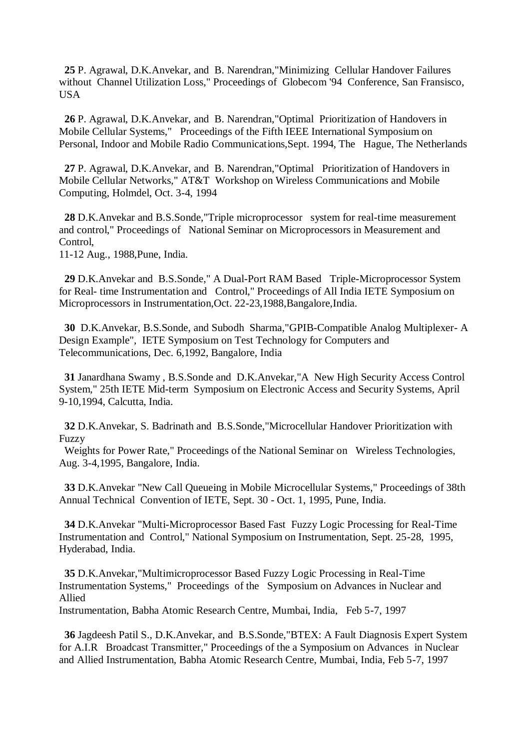**25** P. Agrawal, D.K.Anvekar, and B. Narendran,"Minimizing Cellular Handover Failures without Channel Utilization Loss," Proceedings of Globecom '94 Conference, San Fransisco, USA

**26** P. Agrawal, D.K.Anvekar, and B. Narendran,"Optimal Prioritization of Handovers in Mobile Cellular Systems," Proceedings of the Fifth IEEE International Symposium on Personal, Indoor and Mobile Radio Communications,Sept. 1994, The Hague, The Netherlands

**27** P. Agrawal, D.K.Anvekar, and B. Narendran,"Optimal Prioritization of Handovers in Mobile Cellular Networks," AT&T Workshop on Wireless Communications and Mobile Computing, Holmdel, Oct. 3-4, 1994

**28** D.K.Anvekar and B.S.Sonde,"Triple microprocessor system for real-time measurement and control," Proceedings of National Seminar on Microprocessors in Measurement and Control,
11-12 Aug., 1988,Pune, India.

**29** D.K.Anvekar and B.S.Sonde," A Dual-Port RAM Based Triple-Microprocessor System for Real- time Instrumentation and Control," Proceedings of All India IETE Symposium on Microprocessors in Instrumentation,Oct. 22-23,1988,Bangalore,India.

**30** D.K.Anvekar, B.S.Sonde, and Subodh Sharma,"GPIB-Compatible Analog Multiplexer- A Design Example", IETE Symposium on Test Technology for Computers and Telecommunications, Dec. 6,1992, Bangalore, India

**31** Janardhana Swamy , B.S.Sonde and D.K.Anvekar,"A New High Security Access Control System," 25th IETE Mid-term Symposium on Electronic Access and Security Systems, April 9-10,1994, Calcutta, India.

**32** D.K.Anvekar, S. Badrinath and B.S.Sonde,"Microcellular Handover Prioritization with Fuzzy
Weights for Power Rate," Proceedings of the National Seminar on Wireless Technologies, Aug. 3-4,1995, Bangalore, India.

**33** D.K.Anvekar "New Call Queueing in Mobile Microcellular Systems," Proceedings of 38th Annual Technical Convention of IETE, Sept. 30 - Oct. 1, 1995, Pune, India.

**34** D.K.Anvekar "Multi-Microprocessor Based Fast Fuzzy Logic Processing for Real-Time Instrumentation and Control," National Symposium on Instrumentation, Sept. 25-28, 1995, Hyderabad, India.

**35** D.K.Anvekar,"Multimicroprocessor Based Fuzzy Logic Processing in Real-Time Instrumentation Systems," Proceedings of the Symposium on Advances in Nuclear and Allied
Instrumentation, Babha Atomic Research Centre, Mumbai, India, Feb 5-7, 1997

**36** Jagdeesh Patil S., D.K.Anvekar, and B.S.Sonde,"BTEX: A Fault Diagnosis Expert System for A.I.R Broadcast Transmitter," Proceedings of the a Symposium on Advances in Nuclear and Allied Instrumentation, Babha Atomic Research Centre, Mumbai, India, Feb 5-7, 1997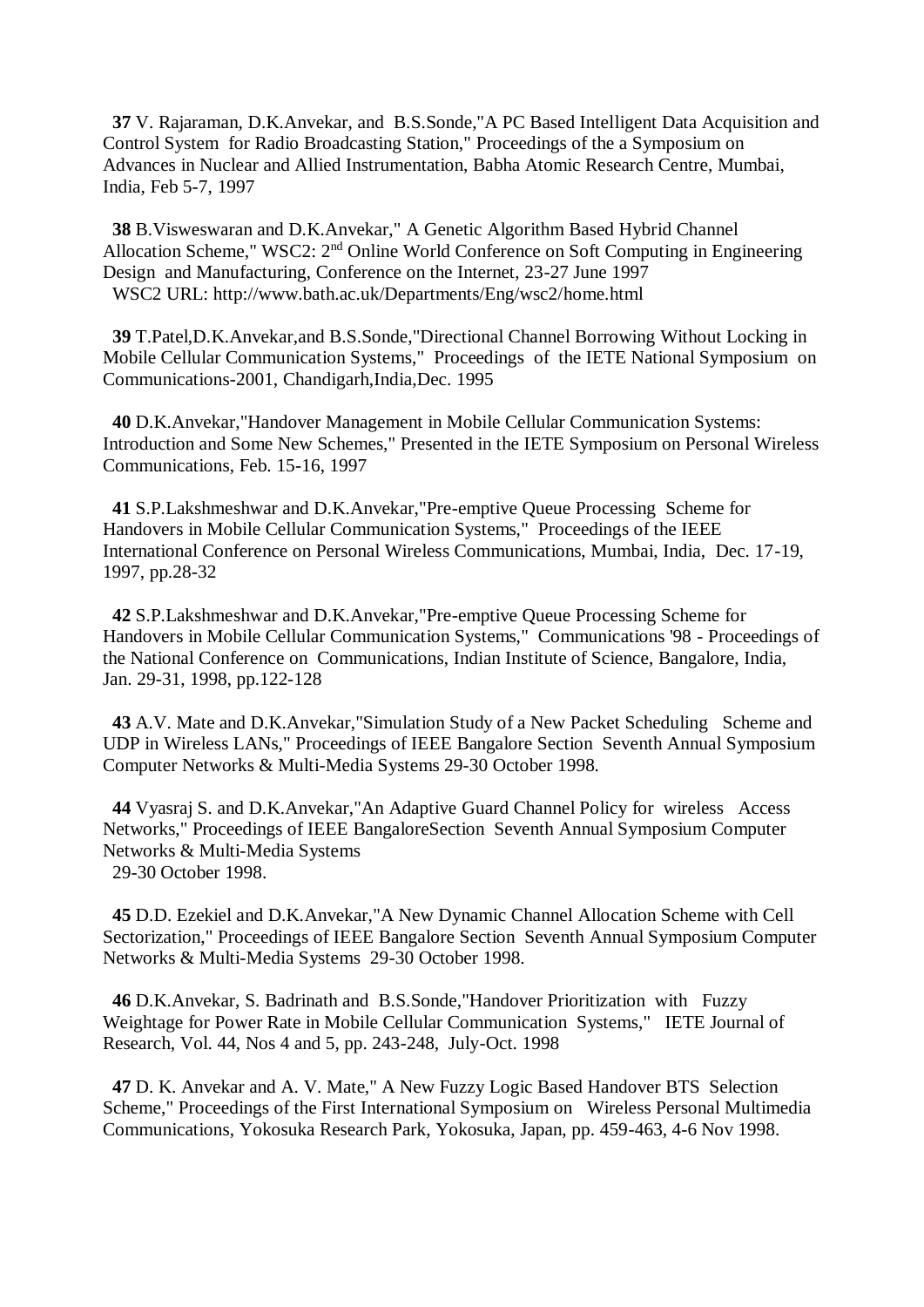**37** V. Rajaraman, D.K.Anvekar, and B.S.Sonde,"A PC Based Intelligent Data Acquisition and Control System for Radio Broadcasting Station," Proceedings of the a Symposium on Advances in Nuclear and Allied Instrumentation, Babha Atomic Research Centre, Mumbai, India, Feb 5-7, 1997

**38** B.Visweswaran and D.K.Anvekar," A Genetic Algorithm Based Hybrid Channel Allocation Scheme," WSC2: 2nd Online World Conference on Soft Computing in Engineering Design and Manufacturing, Conference on the Internet, 23-27 June 1997
WSC2 URL: http://www.bath.ac.uk/Departments/Eng/wsc2/home.html

**39** T.Patel,D.K.Anvekar,and B.S.Sonde,"Directional Channel Borrowing Without Locking in Mobile Cellular Communication Systems," Proceedings of the IETE National Symposium on Communications-2001, Chandigarh,India,Dec. 1995

**40** D.K.Anvekar,"Handover Management in Mobile Cellular Communication Systems: Introduction and Some New Schemes," Presented in the IETE Symposium on Personal Wireless Communications, Feb. 15-16, 1997

**41** S.P.Lakshmeshwar and D.K.Anvekar,"Pre-emptive Queue Processing Scheme for Handovers in Mobile Cellular Communication Systems," Proceedings of the IEEE International Conference on Personal Wireless Communications, Mumbai, India, Dec. 17-19, 1997, pp.28-32

**42** S.P.Lakshmeshwar and D.K.Anvekar,"Pre-emptive Queue Processing Scheme for Handovers in Mobile Cellular Communication Systems," Communications '98 - Proceedings of the National Conference on Communications, Indian Institute of Science, Bangalore, India, Jan. 29-31, 1998, pp.122-128

**43** A.V. Mate and D.K.Anvekar,"Simulation Study of a New Packet Scheduling Scheme and UDP in Wireless LANs," Proceedings of IEEE Bangalore Section Seventh Annual Symposium Computer Networks & Multi-Media Systems 29-30 October 1998.

**44** Vyasraj S. and D.K.Anvekar,"An Adaptive Guard Channel Policy for wireless Access Networks," Proceedings of IEEE BangaloreSection Seventh Annual Symposium Computer Networks & Multi-Media Systems
29-30 October 1998.

**45** D.D. Ezekiel and D.K.Anvekar,"A New Dynamic Channel Allocation Scheme with Cell Sectorization," Proceedings of IEEE Bangalore Section Seventh Annual Symposium Computer Networks & Multi-Media Systems 29-30 October 1998.

**46** D.K.Anvekar, S. Badrinath and B.S.Sonde,"Handover Prioritization with Fuzzy Weightage for Power Rate in Mobile Cellular Communication Systems," IETE Journal of Research, Vol. 44, Nos 4 and 5, pp. 243-248, July-Oct. 1998

**47** D. K. Anvekar and A. V. Mate," A New Fuzzy Logic Based Handover BTS Selection Scheme," Proceedings of the First International Symposium on Wireless Personal Multimedia Communications, Yokosuka Research Park, Yokosuka, Japan, pp. 459-463, 4-6 Nov 1998.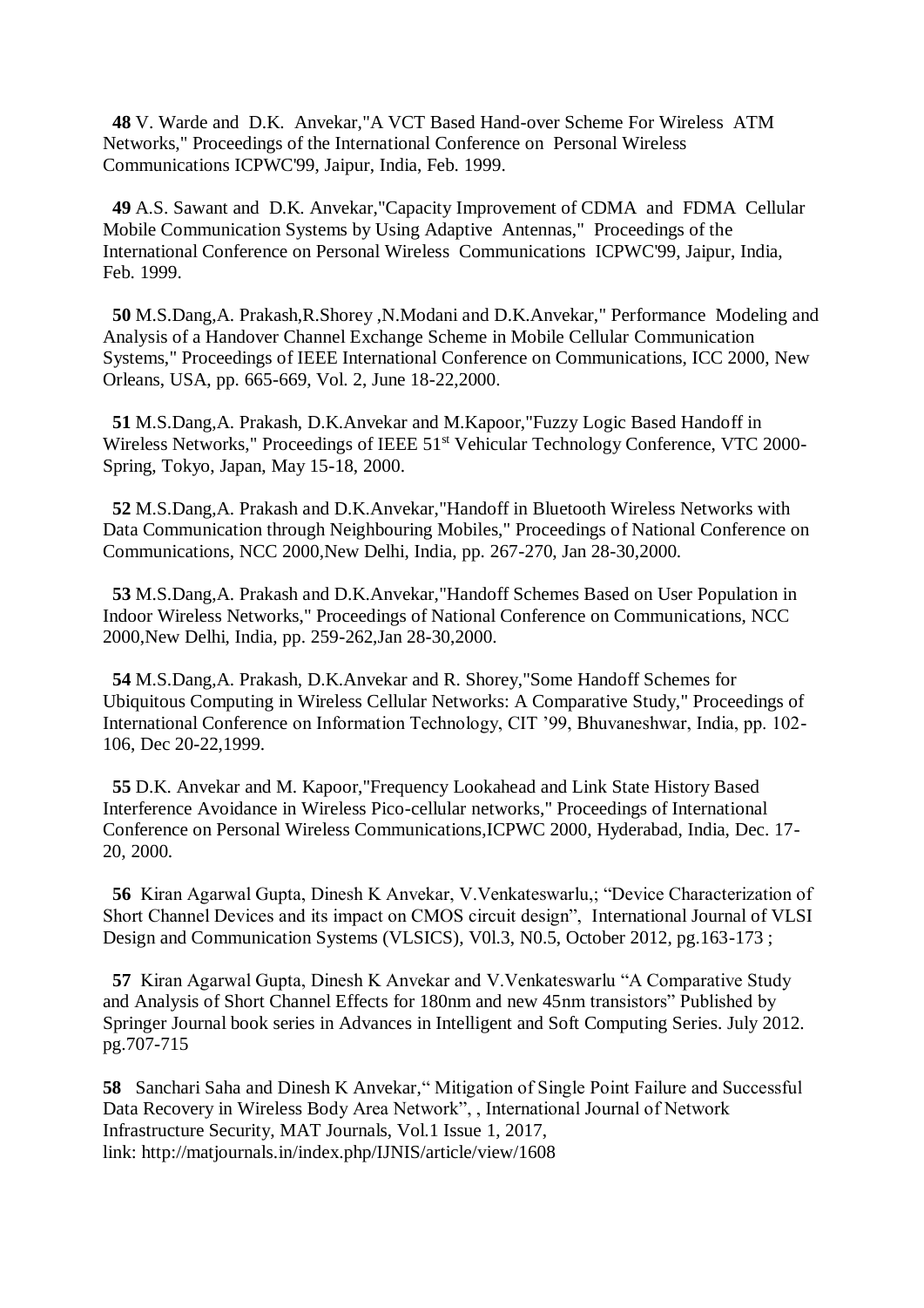**48** V. Warde and D.K. Anvekar,"A VCT Based Hand-over Scheme For Wireless ATM Networks," Proceedings of the International Conference on Personal Wireless Communications ICPWC'99, Jaipur, India, Feb. 1999.

**49** A.S. Sawant and D.K. Anvekar,"Capacity Improvement of CDMA and FDMA Cellular Mobile Communication Systems by Using Adaptive Antennas," Proceedings of the International Conference on Personal Wireless Communications ICPWC'99, Jaipur, India, Feb. 1999.

**50** M.S.Dang,A. Prakash,R.Shorey ,N.Modani and D.K.Anvekar," Performance Modeling and Analysis of a Handover Channel Exchange Scheme in Mobile Cellular Communication Systems," Proceedings of IEEE International Conference on Communications, ICC 2000, New Orleans, USA, pp. 665-669, Vol. 2, June 18-22,2000.

**51** M.S.Dang,A. Prakash, D.K.Anvekar and M.Kapoor,"Fuzzy Logic Based Handoff in Wireless Networks," Proceedings of IEEE 51st Vehicular Technology Conference, VTC 2000-Spring, Tokyo, Japan, May 15-18, 2000.

**52** M.S.Dang,A. Prakash and D.K.Anvekar,"Handoff in Bluetooth Wireless Networks with Data Communication through Neighbouring Mobiles," Proceedings of National Conference on Communications, NCC 2000,New Delhi, India, pp. 267-270, Jan 28-30,2000.

**53** M.S.Dang,A. Prakash and D.K.Anvekar,"Handoff Schemes Based on User Population in Indoor Wireless Networks," Proceedings of National Conference on Communications, NCC 2000,New Delhi, India, pp. 259-262,Jan 28-30,2000.

**54** M.S.Dang,A. Prakash, D.K.Anvekar and R. Shorey,"Some Handoff Schemes for Ubiquitous Computing in Wireless Cellular Networks: A Comparative Study," Proceedings of International Conference on Information Technology, CIT '99, Bhuvaneshwar, India, pp. 102-106, Dec 20-22,1999.

**55** D.K. Anvekar and M. Kapoor,"Frequency Lookahead and Link State History Based Interference Avoidance in Wireless Pico-cellular networks," Proceedings of International Conference on Personal Wireless Communications,ICPWC 2000, Hyderabad, India, Dec. 17-20, 2000.

**56** Kiran Agarwal Gupta, Dinesh K Anvekar, V.Venkateswarlu,; "Device Characterization of Short Channel Devices and its impact on CMOS circuit design", International Journal of VLSI Design and Communication Systems (VLSICS), V0l.3, N0.5, October 2012, pg.163-173 ;

**57** Kiran Agarwal Gupta, Dinesh K Anvekar and V.Venkateswarlu "A Comparative Study and Analysis of Short Channel Effects for 180nm and new 45nm transistors" Published by Springer Journal book series in Advances in Intelligent and Soft Computing Series. July 2012. pg.707-715

**58** Sanchari Saha and Dinesh K Anvekar," Mitigation of Single Point Failure and Successful Data Recovery in Wireless Body Area Network", , International Journal of Network Infrastructure Security, MAT Journals, Vol.1 Issue 1, 2017,
link: http://matjournals.in/index.php/IJNIS/article/view/1608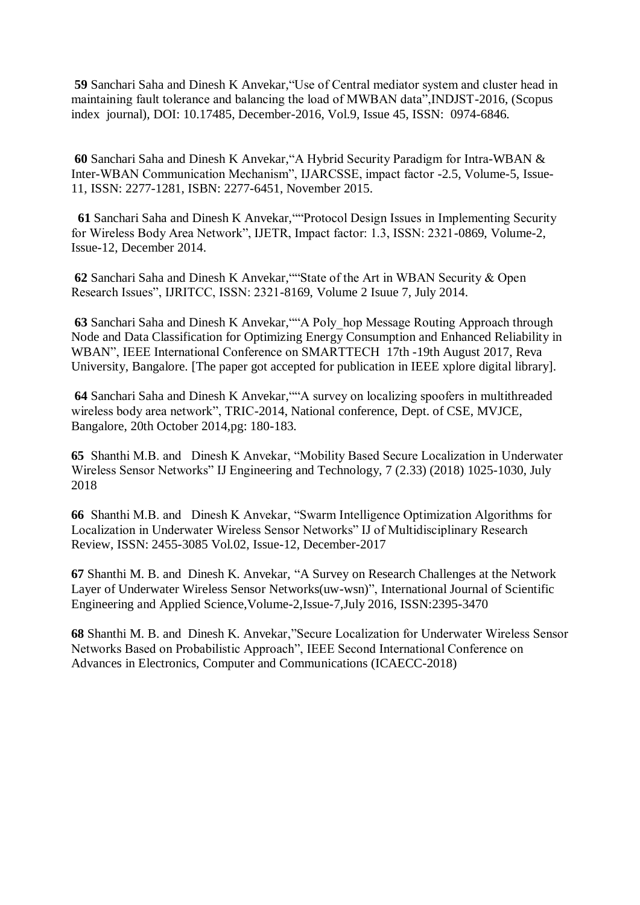**59** Sanchari Saha and Dinesh K Anvekar,"Use of Central mediator system and cluster head in maintaining fault tolerance and balancing the load of MWBAN data",INDJST-2016, (Scopus index journal), DOI: 10.17485, December-2016, Vol.9, Issue 45, ISSN: 0974-6846.

**60** Sanchari Saha and Dinesh K Anvekar,"A Hybrid Security Paradigm for Intra-WBAN & Inter-WBAN Communication Mechanism", IJARCSSE, impact factor -2.5, Volume-5, Issue-11, ISSN: 2277-1281, ISBN: 2277-6451, November 2015.

**61** Sanchari Saha and Dinesh K Anvekar,""Protocol Design Issues in Implementing Security for Wireless Body Area Network", IJETR, Impact factor: 1.3, ISSN: 2321-0869, Volume-2, Issue-12, December 2014.

**62** Sanchari Saha and Dinesh K Anvekar,""State of the Art in WBAN Security & Open Research Issues", IJRITCC, ISSN: 2321-8169, Volume 2 Isuue 7, July 2014.

**63** Sanchari Saha and Dinesh K Anvekar,""A Poly_hop Message Routing Approach through Node and Data Classification for Optimizing Energy Consumption and Enhanced Reliability in WBAN", IEEE International Conference on SMARTTECH 17th -19th August 2017, Reva University, Bangalore. [The paper got accepted for publication in IEEE xplore digital library].

**64** Sanchari Saha and Dinesh K Anvekar,""A survey on localizing spoofers in multithreaded wireless body area network", TRIC-2014, National conference, Dept. of CSE, MVJCE, Bangalore, 20th October 2014,pg: 180-183.

**65** Shanthi M.B. and Dinesh K Anvekar, "Mobility Based Secure Localization in Underwater Wireless Sensor Networks" IJ Engineering and Technology, 7 (2.33) (2018) 1025-1030, July 2018

**66** Shanthi M.B. and Dinesh K Anvekar, "Swarm Intelligence Optimization Algorithms for Localization in Underwater Wireless Sensor Networks" IJ of Multidisciplinary Research Review, ISSN: 2455-3085 Vol.02, Issue-12, December-2017

**67** Shanthi M. B. and Dinesh K. Anvekar, "A Survey on Research Challenges at the Network Layer of Underwater Wireless Sensor Networks(uw-wsn)", International Journal of Scientific Engineering and Applied Science,Volume-2,Issue-7,July 2016, ISSN:2395-3470

**68** Shanthi M. B. and Dinesh K. Anvekar,"Secure Localization for Underwater Wireless Sensor Networks Based on Probabilistic Approach", IEEE Second International Conference on Advances in Electronics, Computer and Communications (ICAECC-2018)